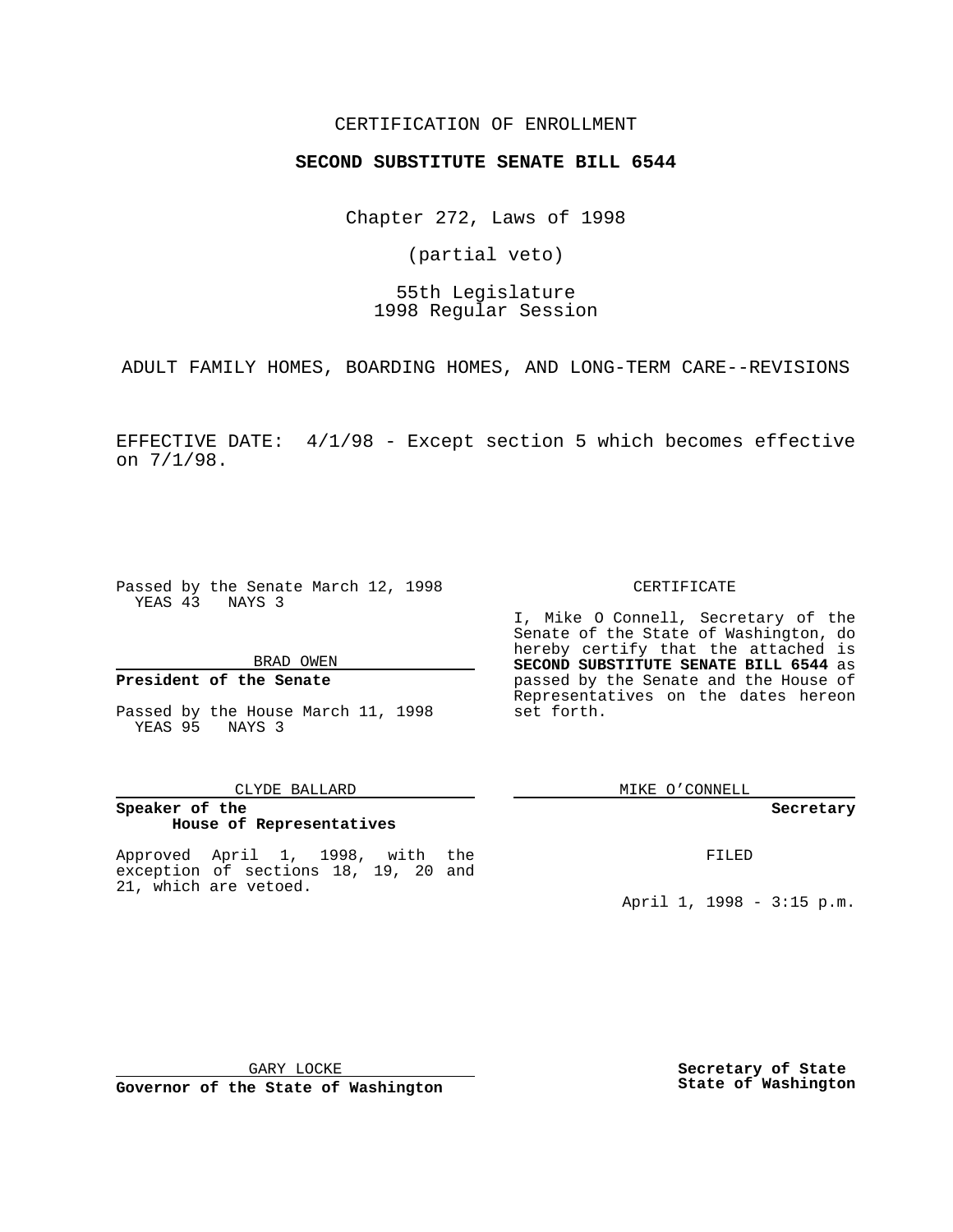CERTIFICATION OF ENROLLMENT

**SECOND SUBSTITUTE SENATE BILL 6544**

Chapter 272, Laws of 1998

(partial veto)

55th Legislature
1998 Regular Session

ADULT FAMILY HOMES, BOARDING HOMES, AND LONG-TERM CARE--REVISIONS

EFFECTIVE DATE: 4/1/98 - Except section 5 which becomes effective on 7/1/98.

Passed by the Senate March 12, 1998
YEAS 43 NAYS 3

BRAD OWEN

**President of the Senate**

Passed by the House March 11, 1998
YEAS 95 NAYS 3

CLYDE BALLARD

**Speaker of the House of Representatives**

Approved April 1, 1998, with the exception of sections 18, 19, 20 and 21, which are vetoed.

GARY LOCKE

**Governor of the State of Washington**

CERTIFICATE

I, Mike O Connell, Secretary of the Senate of the State of Washington, do hereby certify that the attached is **SECOND SUBSTITUTE SENATE BILL 6544** as passed by the Senate and the House of Representatives on the dates hereon set forth.

MIKE O'CONNELL

**Secretary**

FILED

April 1, 1998 - 3:15 p.m.

**Secretary of State**
**State of Washington**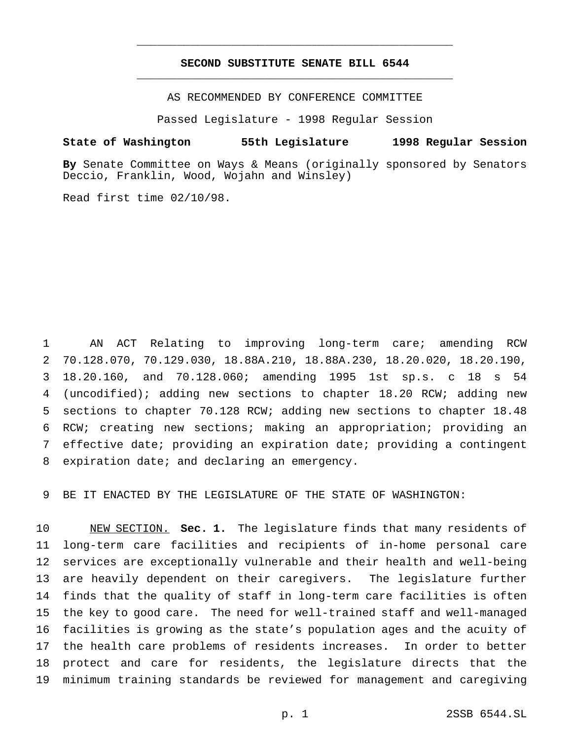# SECOND SUBSTITUTE SENATE BILL 6544

AS RECOMMENDED BY CONFERENCE COMMITTEE

Passed Legislature - 1998 Regular Session

**State of Washington 55th Legislature 1998 Regular Session**

**By** Senate Committee on Ways & Means (originally sponsored by Senators Deccio, Franklin, Wood, Wojahn and Winsley)

Read first time 02/10/98.

AN ACT Relating to improving long-term care; amending RCW 70.128.070, 70.129.030, 18.88A.210, 18.88A.230, 18.20.020, 18.20.190, 18.20.160, and 70.128.060; amending 1995 1st sp.s. c 18 s 54 (uncodified); adding new sections to chapter 18.20 RCW; adding new sections to chapter 70.128 RCW; adding new sections to chapter 18.48 RCW; creating new sections; making an appropriation; providing an effective date; providing an expiration date; providing a contingent expiration date; and declaring an emergency.

BE IT ENACTED BY THE LEGISLATURE OF THE STATE OF WASHINGTON:

NEW SECTION. **Sec. 1.** The legislature finds that many residents of long-term care facilities and recipients of in-home personal care services are exceptionally vulnerable and their health and well-being are heavily dependent on their caregivers. The legislature further finds that the quality of staff in long-term care facilities is often the key to good care. The need for well-trained staff and well-managed facilities is growing as the state's population ages and the acuity of the health care problems of residents increases. In order to better protect and care for residents, the legislature directs that the minimum training standards be reviewed for management and caregiving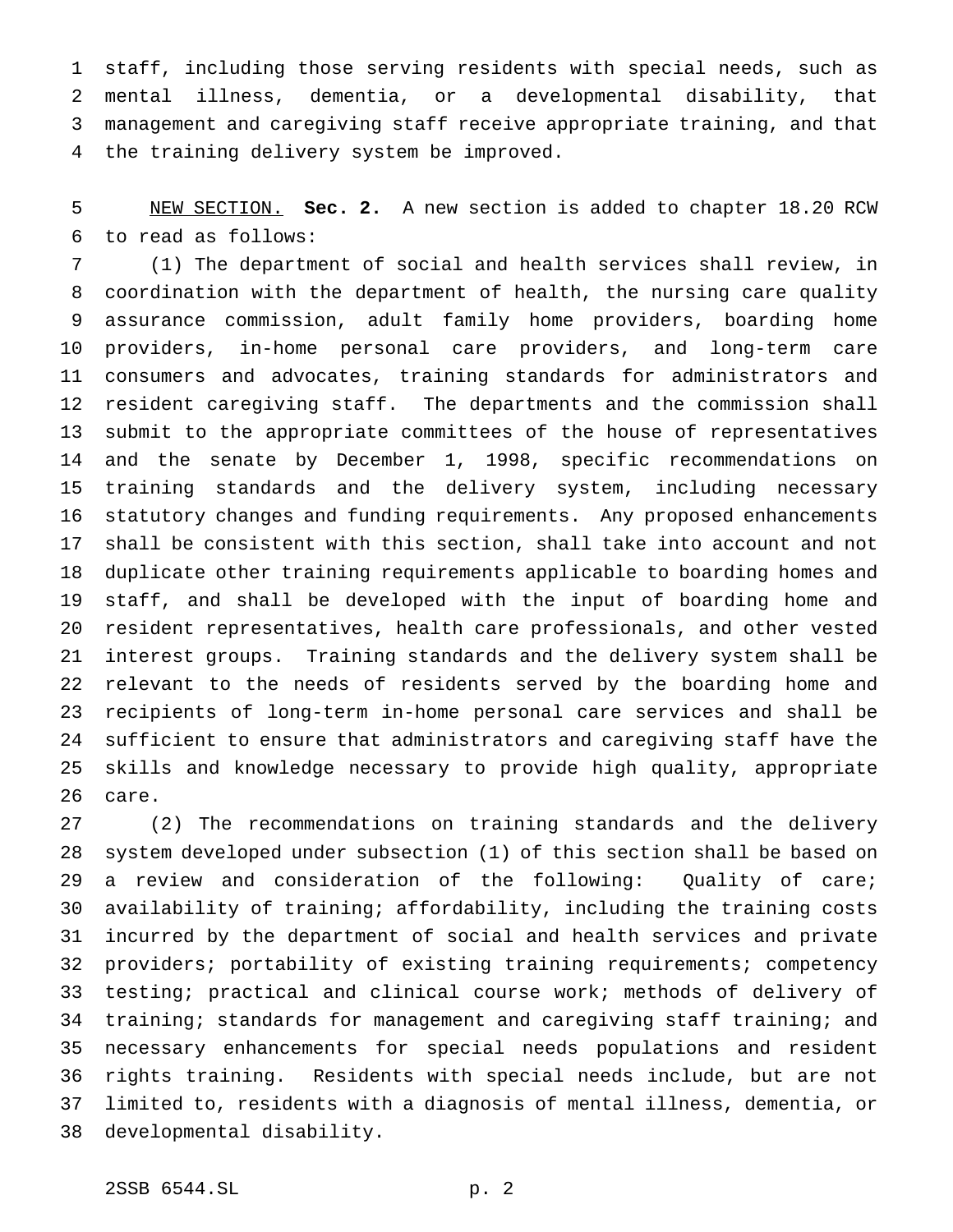staff, including those serving residents with special needs, such as mental illness, dementia, or a developmental disability, that management and caregiving staff receive appropriate training, and that the training delivery system be improved.

NEW SECTION. **Sec. 2.** A new section is added to chapter 18.20 RCW to read as follows:

(1) The department of social and health services shall review, in coordination with the department of health, the nursing care quality assurance commission, adult family home providers, boarding home providers, in-home personal care providers, and long-term care consumers and advocates, training standards for administrators and resident caregiving staff. The departments and the commission shall submit to the appropriate committees of the house of representatives and the senate by December 1, 1998, specific recommendations on training standards and the delivery system, including necessary statutory changes and funding requirements. Any proposed enhancements shall be consistent with this section, shall take into account and not duplicate other training requirements applicable to boarding homes and staff, and shall be developed with the input of boarding home and resident representatives, health care professionals, and other vested interest groups. Training standards and the delivery system shall be relevant to the needs of residents served by the boarding home and recipients of long-term in-home personal care services and shall be sufficient to ensure that administrators and caregiving staff have the skills and knowledge necessary to provide high quality, appropriate care.

(2) The recommendations on training standards and the delivery system developed under subsection (1) of this section shall be based on a review and consideration of the following: Quality of care; availability of training; affordability, including the training costs incurred by the department of social and health services and private providers; portability of existing training requirements; competency testing; practical and clinical course work; methods of delivery of training; standards for management and caregiving staff training; and necessary enhancements for special needs populations and resident rights training. Residents with special needs include, but are not limited to, residents with a diagnosis of mental illness, dementia, or developmental disability.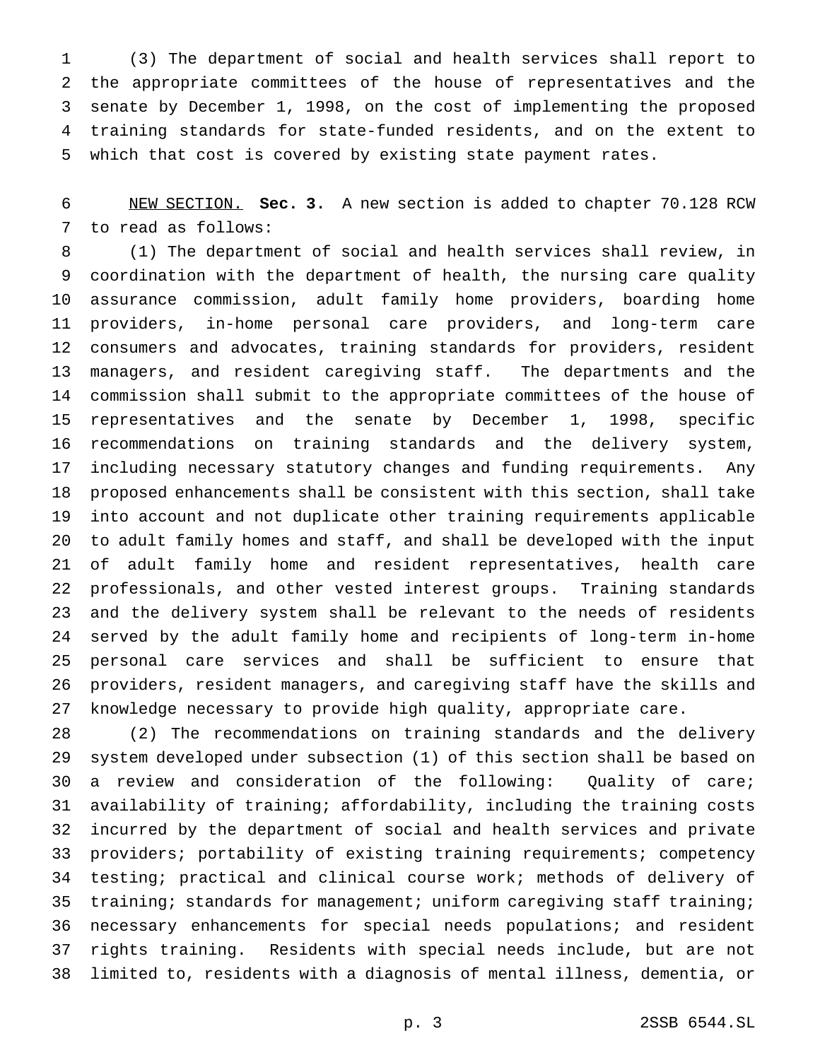(3) The department of social and health services shall report to the appropriate committees of the house of representatives and the senate by December 1, 1998, on the cost of implementing the proposed training standards for state-funded residents, and on the extent to which that cost is covered by existing state payment rates.

NEW SECTION. **Sec. 3.** A new section is added to chapter 70.128 RCW to read as follows:

(1) The department of social and health services shall review, in coordination with the department of health, the nursing care quality assurance commission, adult family home providers, boarding home providers, in-home personal care providers, and long-term care consumers and advocates, training standards for providers, resident managers, and resident caregiving staff. The departments and the commission shall submit to the appropriate committees of the house of representatives and the senate by December 1, 1998, specific recommendations on training standards and the delivery system, including necessary statutory changes and funding requirements. Any proposed enhancements shall be consistent with this section, shall take into account and not duplicate other training requirements applicable to adult family homes and staff, and shall be developed with the input of adult family home and resident representatives, health care professionals, and other vested interest groups. Training standards and the delivery system shall be relevant to the needs of residents served by the adult family home and recipients of long-term in-home personal care services and shall be sufficient to ensure that providers, resident managers, and caregiving staff have the skills and knowledge necessary to provide high quality, appropriate care.

(2) The recommendations on training standards and the delivery system developed under subsection (1) of this section shall be based on a review and consideration of the following: Quality of care; availability of training; affordability, including the training costs incurred by the department of social and health services and private providers; portability of existing training requirements; competency testing; practical and clinical course work; methods of delivery of training; standards for management; uniform caregiving staff training; necessary enhancements for special needs populations; and resident rights training. Residents with special needs include, but are not limited to, residents with a diagnosis of mental illness, dementia, or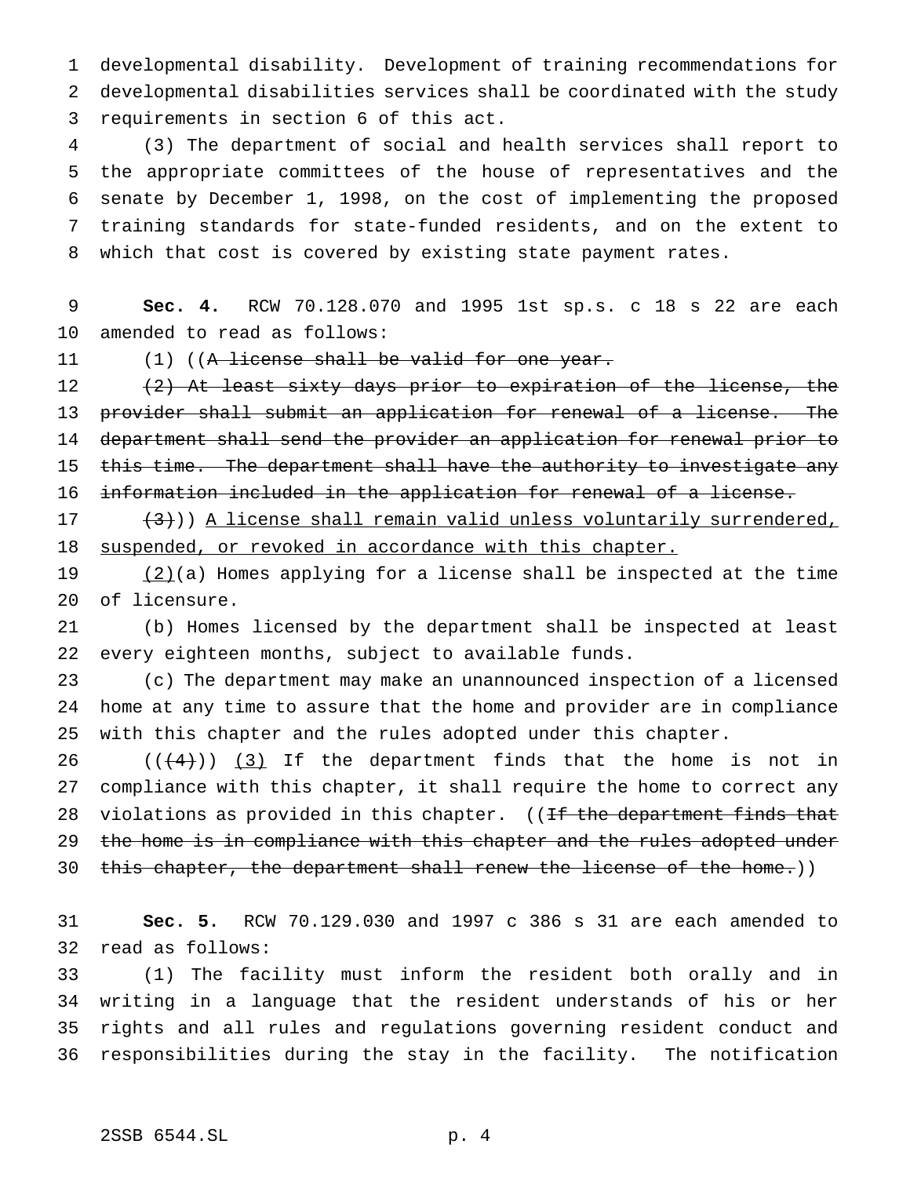developmental disability. Development of training recommendations for developmental disabilities services shall be coordinated with the study requirements in section 6 of this act.

(3) The department of social and health services shall report to the appropriate committees of the house of representatives and the senate by December 1, 1998, on the cost of implementing the proposed training standards for state-funded residents, and on the extent to which that cost is covered by existing state payment rates.

**Sec. 4.** RCW 70.128.070 and 1995 1st sp.s. c 18 s 22 are each amended to read as follows:

(1) ((~~A license shall be valid for one year.~~

~~(2) At least sixty days prior to expiration of the license, the provider shall submit an application for renewal of a license. The department shall send the provider an application for renewal prior to this time. The department shall have the authority to investigate any information included in the application for renewal of a license.~~

~~(3)~~)) <u>A license shall remain valid unless voluntarily surrendered, suspended, or revoked in accordance with this chapter.</u>

<u>(2)</u>(a) Homes applying for a license shall be inspected at the time of licensure.

(b) Homes licensed by the department shall be inspected at least every eighteen months, subject to available funds.

(c) The department may make an unannounced inspection of a licensed home at any time to assure that the home and provider are in compliance with this chapter and the rules adopted under this chapter.

((~~(4)~~)) <u>(3)</u> If the department finds that the home is not in compliance with this chapter, it shall require the home to correct any violations as provided in this chapter. ((~~If the department finds that the home is in compliance with this chapter and the rules adopted under this chapter, the department shall renew the license of the home.~~))

**Sec. 5.** RCW 70.129.030 and 1997 c 386 s 31 are each amended to read as follows:

(1) The facility must inform the resident both orally and in writing in a language that the resident understands of his or her rights and all rules and regulations governing resident conduct and responsibilities during the stay in the facility. The notification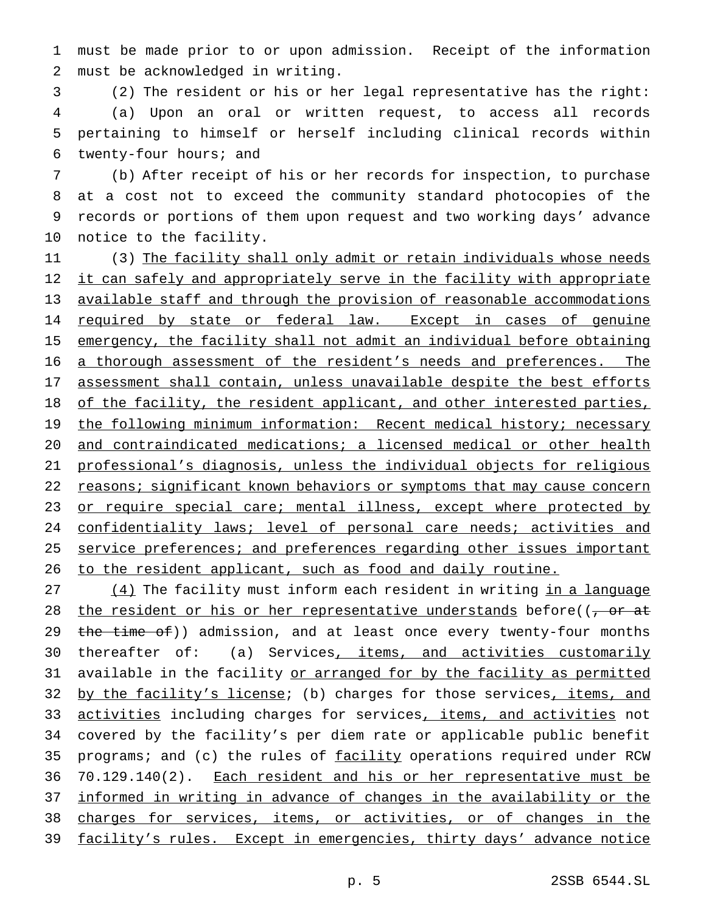must be made prior to or upon admission. Receipt of the information must be acknowledged in writing.

(2) The resident or his or her legal representative has the right:

(a) Upon an oral or written request, to access all records pertaining to himself or herself including clinical records within twenty-four hours; and

(b) After receipt of his or her records for inspection, to purchase at a cost not to exceed the community standard photocopies of the records or portions of them upon request and two working days' advance notice to the facility.

(3) The facility shall only admit or retain individuals whose needs it can safely and appropriately serve in the facility with appropriate available staff and through the provision of reasonable accommodations required by state or federal law. Except in cases of genuine emergency, the facility shall not admit an individual before obtaining a thorough assessment of the resident's needs and preferences. The assessment shall contain, unless unavailable despite the best efforts of the facility, the resident applicant, and other interested parties, the following minimum information: Recent medical history; necessary and contraindicated medications; a licensed medical or other health professional's diagnosis, unless the individual objects for religious reasons; significant known behaviors or symptoms that may cause concern or require special care; mental illness, except where protected by confidentiality laws; level of personal care needs; activities and service preferences; and preferences regarding other issues important to the resident applicant, such as food and daily routine.

(4) The facility must inform each resident in writing in a language the resident or his or her representative understands before((, or at the time of)) admission, and at least once every twenty-four months thereafter of: (a) Services, items, and activities customarily available in the facility or arranged for by the facility as permitted by the facility's license; (b) charges for those services, items, and activities including charges for services, items, and activities not covered by the facility's per diem rate or applicable public benefit programs; and (c) the rules of facility operations required under RCW 70.129.140(2). Each resident and his or her representative must be informed in writing in advance of changes in the availability or the charges for services, items, or activities, or of changes in the facility's rules. Except in emergencies, thirty days' advance notice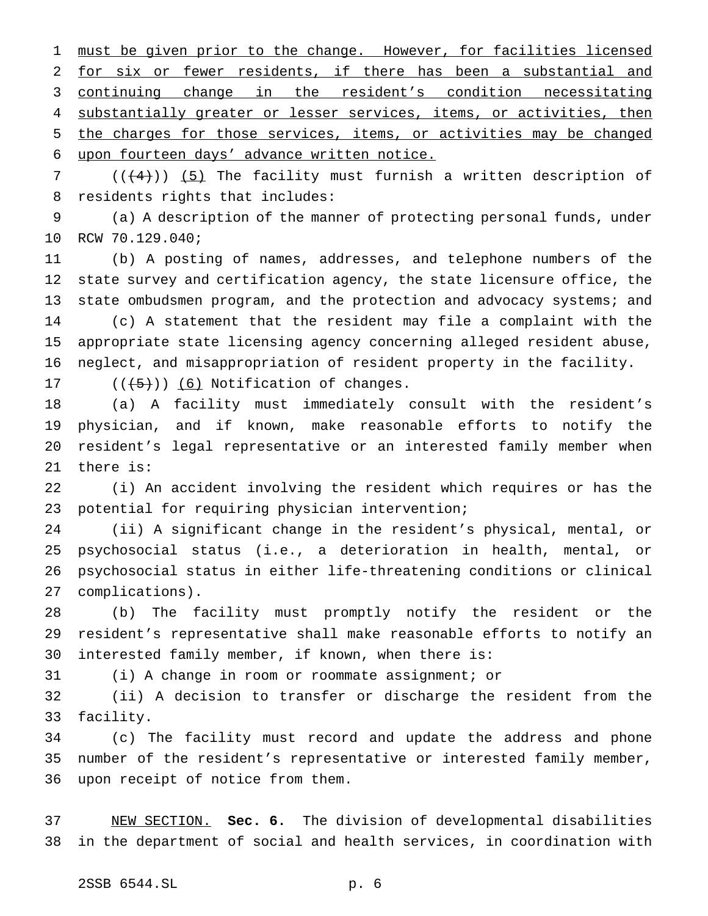<u>must be given prior to the change. However, for facilities licensed for six or fewer residents, if there has been a substantial and continuing change in the resident's condition necessitating substantially greater or lesser services, items, or activities, then the charges for those services, items, or activities may be changed upon fourteen days' advance written notice.</u>

(( ~~(4)~~ )) <u>(5)</u> The facility must furnish a written description of residents rights that includes:

(a) A description of the manner of protecting personal funds, under RCW 70.129.040;

(b) A posting of names, addresses, and telephone numbers of the state survey and certification agency, the state licensure office, the state ombudsmen program, and the protection and advocacy systems; and

(c) A statement that the resident may file a complaint with the appropriate state licensing agency concerning alleged resident abuse, neglect, and misappropriation of resident property in the facility.

(( ~~(5)~~ )) <u>(6)</u> Notification of changes.

(a) A facility must immediately consult with the resident's physician, and if known, make reasonable efforts to notify the resident's legal representative or an interested family member when there is:

(i) An accident involving the resident which requires or has the potential for requiring physician intervention;

(ii) A significant change in the resident's physical, mental, or psychosocial status (i.e., a deterioration in health, mental, or psychosocial status in either life-threatening conditions or clinical complications).

(b) The facility must promptly notify the resident or the resident's representative shall make reasonable efforts to notify an interested family member, if known, when there is:

(i) A change in room or roommate assignment; or

(ii) A decision to transfer or discharge the resident from the facility.

(c) The facility must record and update the address and phone number of the resident's representative or interested family member, upon receipt of notice from them.

<u>NEW SECTION.</u> **Sec. 6.** The division of developmental disabilities in the department of social and health services, in coordination with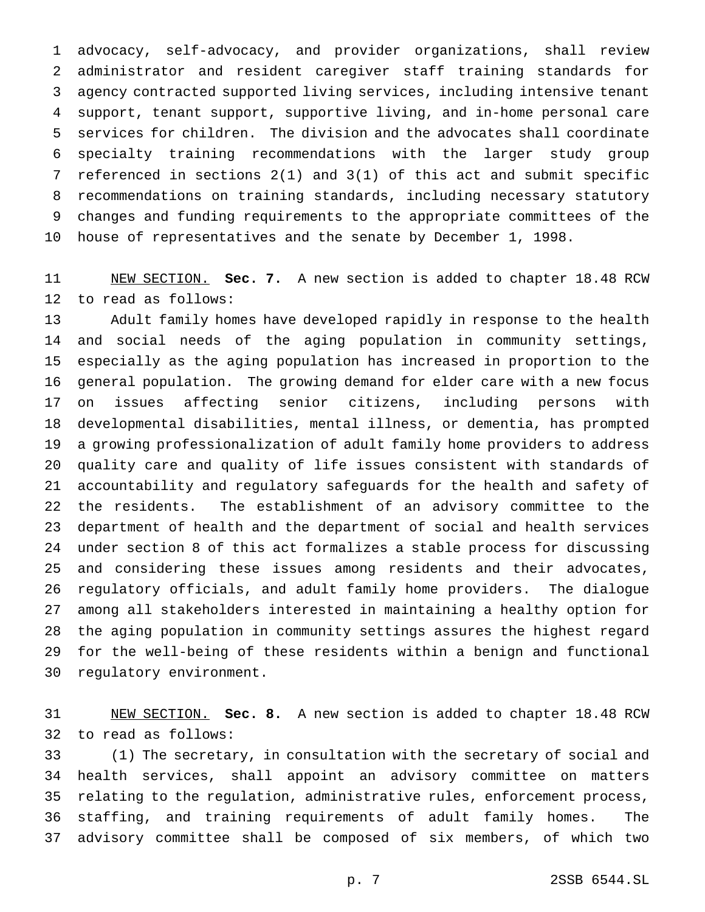advocacy, self-advocacy, and provider organizations, shall review administrator and resident caregiver staff training standards for agency contracted supported living services, including intensive tenant support, tenant support, supportive living, and in-home personal care services for children. The division and the advocates shall coordinate specialty training recommendations with the larger study group referenced in sections 2(1) and 3(1) of this act and submit specific recommendations on training standards, including necessary statutory changes and funding requirements to the appropriate committees of the house of representatives and the senate by December 1, 1998.

NEW SECTION. **Sec. 7.** A new section is added to chapter 18.48 RCW to read as follows:

Adult family homes have developed rapidly in response to the health and social needs of the aging population in community settings, especially as the aging population has increased in proportion to the general population. The growing demand for elder care with a new focus on issues affecting senior citizens, including persons with developmental disabilities, mental illness, or dementia, has prompted a growing professionalization of adult family home providers to address quality care and quality of life issues consistent with standards of accountability and regulatory safeguards for the health and safety of the residents. The establishment of an advisory committee to the department of health and the department of social and health services under section 8 of this act formalizes a stable process for discussing and considering these issues among residents and their advocates, regulatory officials, and adult family home providers. The dialogue among all stakeholders interested in maintaining a healthy option for the aging population in community settings assures the highest regard for the well-being of these residents within a benign and functional regulatory environment.

NEW SECTION. **Sec. 8.** A new section is added to chapter 18.48 RCW to read as follows:

(1) The secretary, in consultation with the secretary of social and health services, shall appoint an advisory committee on matters relating to the regulation, administrative rules, enforcement process, staffing, and training requirements of adult family homes. The advisory committee shall be composed of six members, of which two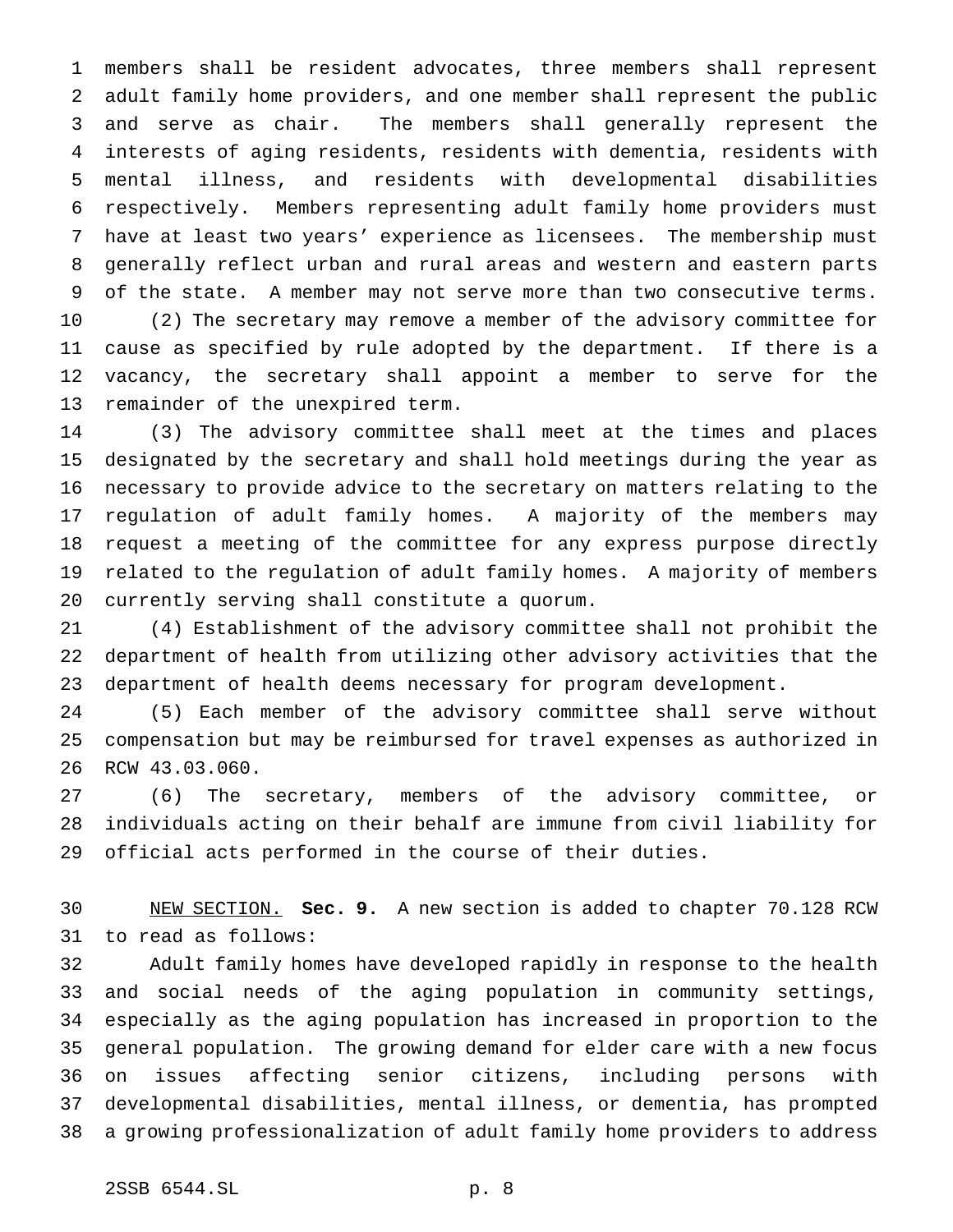members shall be resident advocates, three members shall represent adult family home providers, and one member shall represent the public and serve as chair. The members shall generally represent the interests of aging residents, residents with dementia, residents with mental illness, and residents with developmental disabilities respectively. Members representing adult family home providers must have at least two years' experience as licensees. The membership must generally reflect urban and rural areas and western and eastern parts of the state. A member may not serve more than two consecutive terms.

(2) The secretary may remove a member of the advisory committee for cause as specified by rule adopted by the department. If there is a vacancy, the secretary shall appoint a member to serve for the remainder of the unexpired term.

(3) The advisory committee shall meet at the times and places designated by the secretary and shall hold meetings during the year as necessary to provide advice to the secretary on matters relating to the regulation of adult family homes. A majority of the members may request a meeting of the committee for any express purpose directly related to the regulation of adult family homes. A majority of members currently serving shall constitute a quorum.

(4) Establishment of the advisory committee shall not prohibit the department of health from utilizing other advisory activities that the department of health deems necessary for program development.

(5) Each member of the advisory committee shall serve without compensation but may be reimbursed for travel expenses as authorized in RCW 43.03.060.

(6) The secretary, members of the advisory committee, or individuals acting on their behalf are immune from civil liability for official acts performed in the course of their duties.

NEW SECTION. **Sec. 9.** A new section is added to chapter 70.128 RCW to read as follows:

Adult family homes have developed rapidly in response to the health and social needs of the aging population in community settings, especially as the aging population has increased in proportion to the general population. The growing demand for elder care with a new focus on issues affecting senior citizens, including persons with developmental disabilities, mental illness, or dementia, has prompted a growing professionalization of adult family home providers to address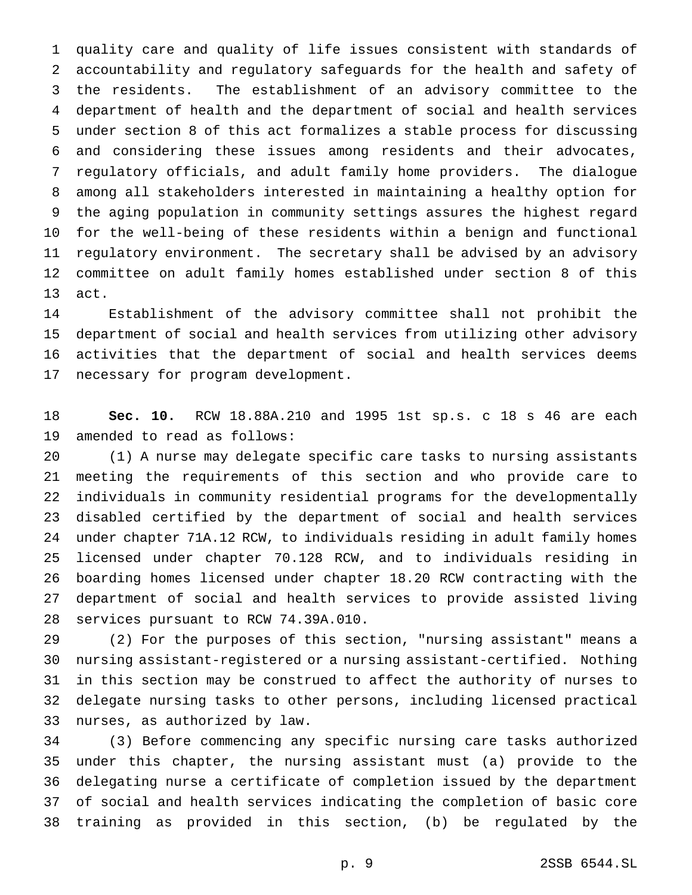quality care and quality of life issues consistent with standards of accountability and regulatory safeguards for the health and safety of the residents. The establishment of an advisory committee to the department of health and the department of social and health services under section 8 of this act formalizes a stable process for discussing and considering these issues among residents and their advocates, regulatory officials, and adult family home providers. The dialogue among all stakeholders interested in maintaining a healthy option for the aging population in community settings assures the highest regard for the well-being of these residents within a benign and functional regulatory environment. The secretary shall be advised by an advisory committee on adult family homes established under section 8 of this act.

Establishment of the advisory committee shall not prohibit the department of social and health services from utilizing other advisory activities that the department of social and health services deems necessary for program development.

**Sec. 10.** RCW 18.88A.210 and 1995 1st sp.s. c 18 s 46 are each amended to read as follows:

(1) A nurse may delegate specific care tasks to nursing assistants meeting the requirements of this section and who provide care to individuals in community residential programs for the developmentally disabled certified by the department of social and health services under chapter 71A.12 RCW, to individuals residing in adult family homes licensed under chapter 70.128 RCW, and to individuals residing in boarding homes licensed under chapter 18.20 RCW contracting with the department of social and health services to provide assisted living services pursuant to RCW 74.39A.010.

(2) For the purposes of this section, "nursing assistant" means a nursing assistant-registered or a nursing assistant-certified. Nothing in this section may be construed to affect the authority of nurses to delegate nursing tasks to other persons, including licensed practical nurses, as authorized by law.

(3) Before commencing any specific nursing care tasks authorized under this chapter, the nursing assistant must (a) provide to the delegating nurse a certificate of completion issued by the department of social and health services indicating the completion of basic core training as provided in this section, (b) be regulated by the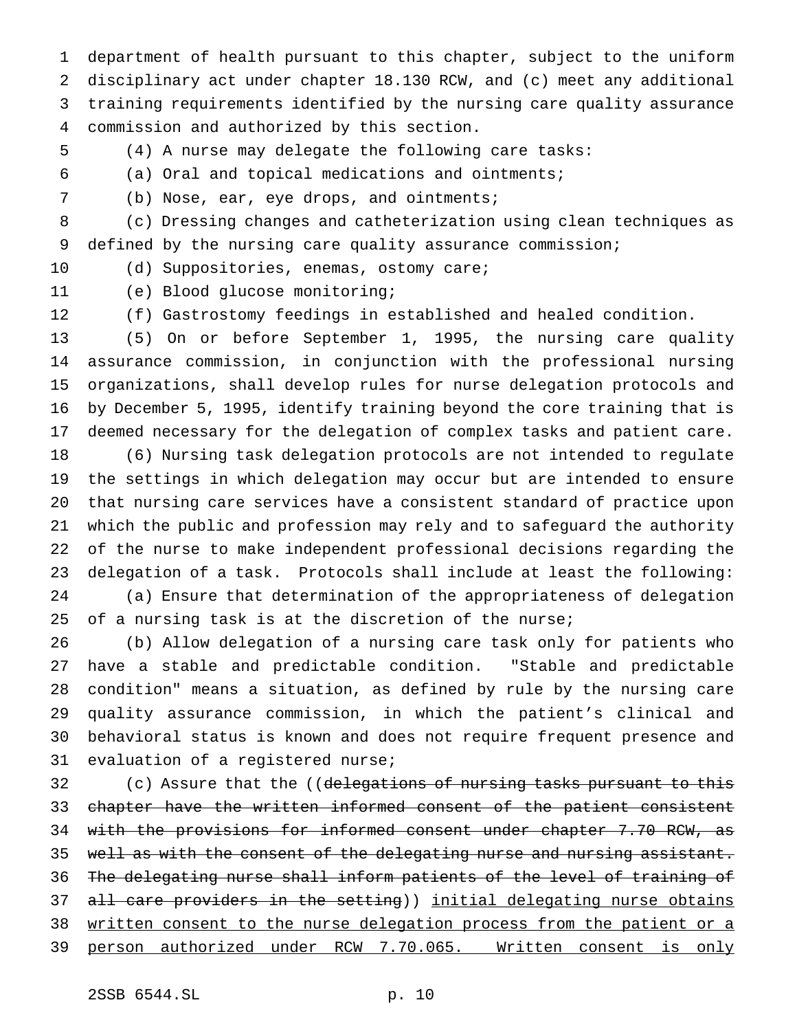department of health pursuant to this chapter, subject to the uniform disciplinary act under chapter 18.130 RCW, and (c) meet any additional training requirements identified by the nursing care quality assurance commission and authorized by this section.

(4) A nurse may delegate the following care tasks:

(a) Oral and topical medications and ointments;

(b) Nose, ear, eye drops, and ointments;

(c) Dressing changes and catheterization using clean techniques as defined by the nursing care quality assurance commission;

(d) Suppositories, enemas, ostomy care;

(e) Blood glucose monitoring;

(f) Gastrostomy feedings in established and healed condition.

(5) On or before September 1, 1995, the nursing care quality assurance commission, in conjunction with the professional nursing organizations, shall develop rules for nurse delegation protocols and by December 5, 1995, identify training beyond the core training that is deemed necessary for the delegation of complex tasks and patient care.

(6) Nursing task delegation protocols are not intended to regulate the settings in which delegation may occur but are intended to ensure that nursing care services have a consistent standard of practice upon which the public and profession may rely and to safeguard the authority of the nurse to make independent professional decisions regarding the delegation of a task. Protocols shall include at least the following:

(a) Ensure that determination of the appropriateness of delegation of a nursing task is at the discretion of the nurse;

(b) Allow delegation of a nursing care task only for patients who have a stable and predictable condition. "Stable and predictable condition" means a situation, as defined by rule by the nursing care quality assurance commission, in which the patient's clinical and behavioral status is known and does not require frequent presence and evaluation of a registered nurse;

(c) Assure that the ((~~delegations of nursing tasks pursuant to this chapter have the written informed consent of the patient consistent with the provisions for informed consent under chapter 7.70 RCW, as well as with the consent of the delegating nurse and nursing assistant. The delegating nurse shall inform patients of the level of training of all care providers in the setting~~)) <u>initial delegating nurse obtains written consent to the nurse delegation process from the patient or a person authorized under RCW 7.70.065. Written consent is only</u>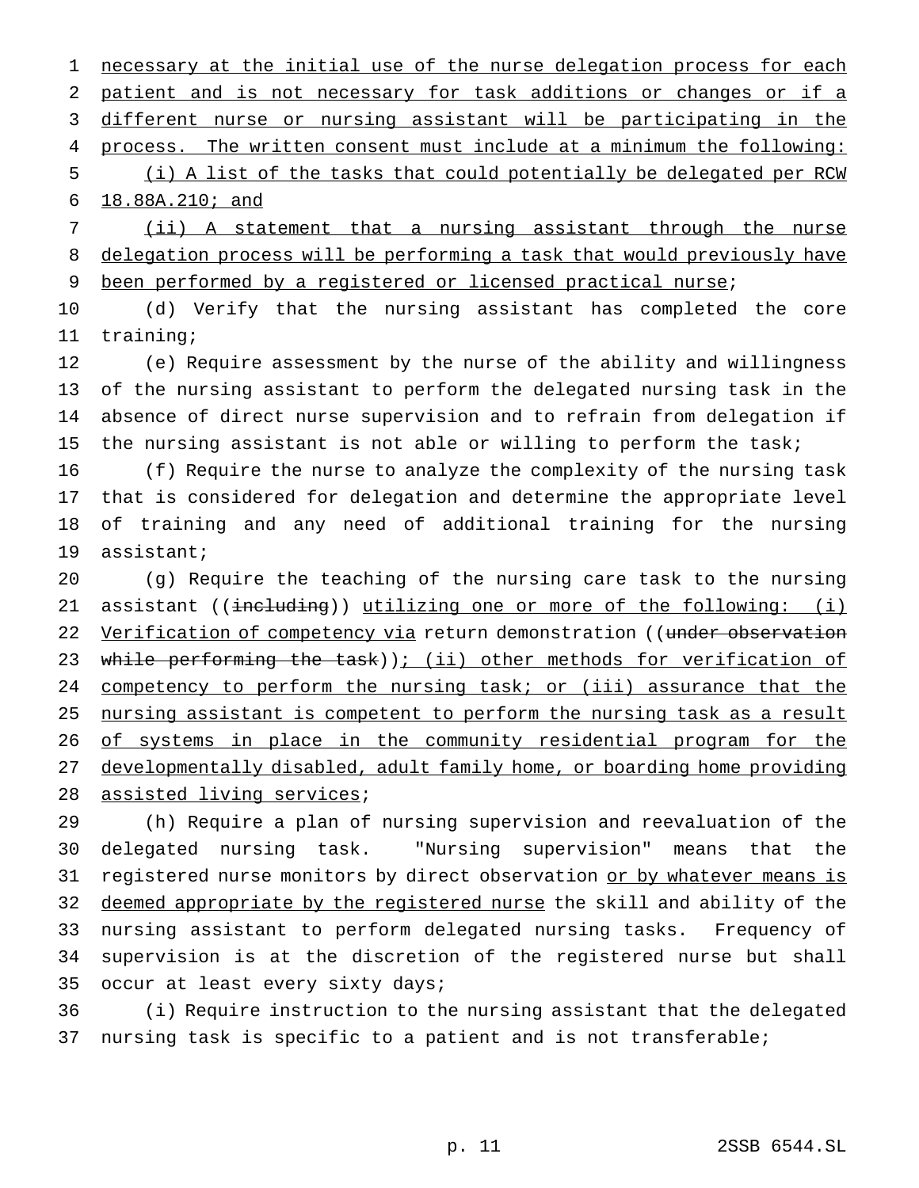necessary at the initial use of the nurse delegation process for each patient and is not necessary for task additions or changes or if a different nurse or nursing assistant will be participating in the process. The written consent must include at a minimum the following:

(i) A list of the tasks that could potentially be delegated per RCW 18.88A.210; and

(ii) A statement that a nursing assistant through the nurse delegation process will be performing a task that would previously have been performed by a registered or licensed practical nurse;

(d) Verify that the nursing assistant has completed the core training;

(e) Require assessment by the nurse of the ability and willingness of the nursing assistant to perform the delegated nursing task in the absence of direct nurse supervision and to refrain from delegation if the nursing assistant is not able or willing to perform the task;

(f) Require the nurse to analyze the complexity of the nursing task that is considered for delegation and determine the appropriate level of training and any need of additional training for the nursing assistant;

(g) Require the teaching of the nursing care task to the nursing assistant ((~~including~~)) utilizing one or more of the following: (i) Verification of competency via return demonstration ((~~under observation while performing the task~~)); (ii) other methods for verification of competency to perform the nursing task; or (iii) assurance that the nursing assistant is competent to perform the nursing task as a result of systems in place in the community residential program for the developmentally disabled, adult family home, or boarding home providing assisted living services;

(h) Require a plan of nursing supervision and reevaluation of the delegated nursing task. "Nursing supervision" means that the registered nurse monitors by direct observation or by whatever means is deemed appropriate by the registered nurse the skill and ability of the nursing assistant to perform delegated nursing tasks. Frequency of supervision is at the discretion of the registered nurse but shall occur at least every sixty days;

(i) Require instruction to the nursing assistant that the delegated nursing task is specific to a patient and is not transferable;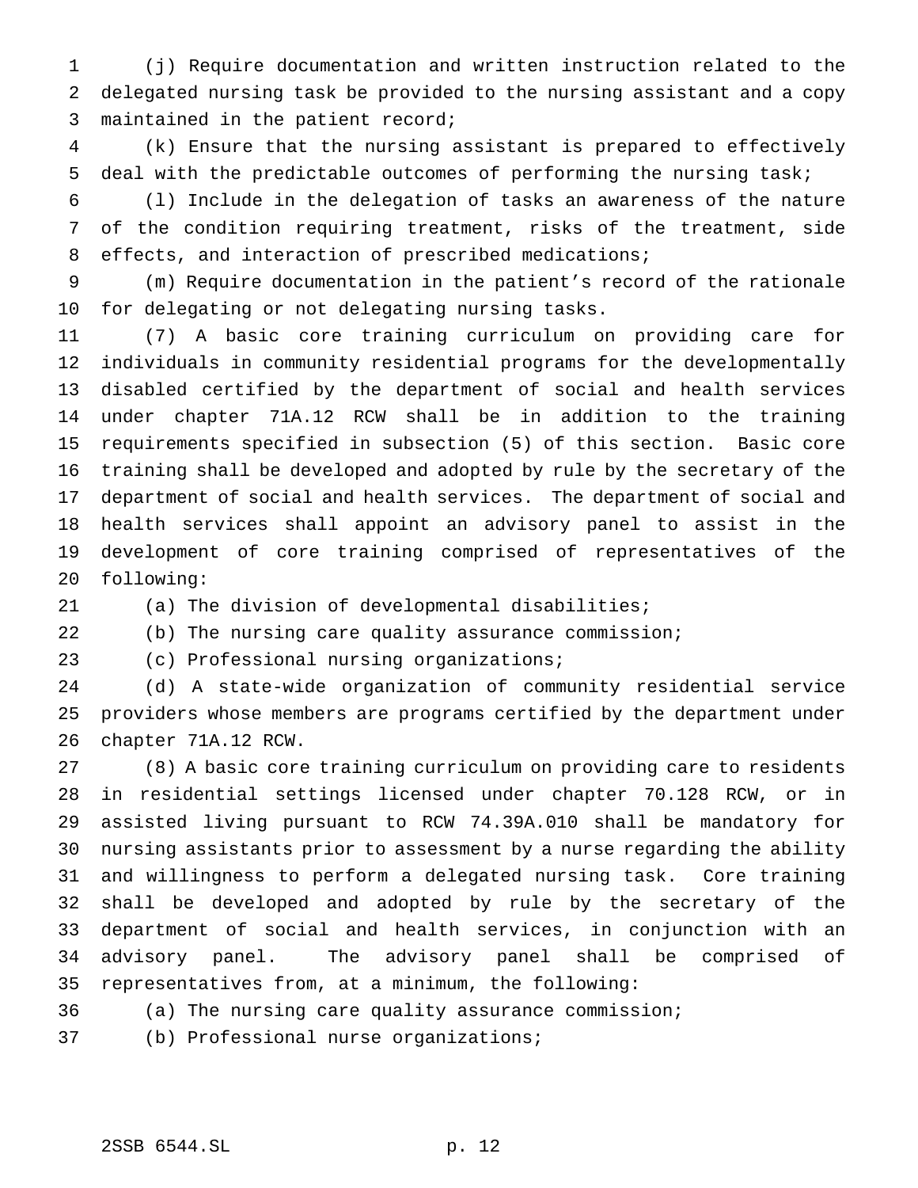(j) Require documentation and written instruction related to the delegated nursing task be provided to the nursing assistant and a copy maintained in the patient record;

(k) Ensure that the nursing assistant is prepared to effectively deal with the predictable outcomes of performing the nursing task;

(l) Include in the delegation of tasks an awareness of the nature of the condition requiring treatment, risks of the treatment, side effects, and interaction of prescribed medications;

(m) Require documentation in the patient's record of the rationale for delegating or not delegating nursing tasks.

(7) A basic core training curriculum on providing care for individuals in community residential programs for the developmentally disabled certified by the department of social and health services under chapter 71A.12 RCW shall be in addition to the training requirements specified in subsection (5) of this section. Basic core training shall be developed and adopted by rule by the secretary of the department of social and health services. The department of social and health services shall appoint an advisory panel to assist in the development of core training comprised of representatives of the following:

(a) The division of developmental disabilities;

(b) The nursing care quality assurance commission;

(c) Professional nursing organizations;

(d) A state-wide organization of community residential service providers whose members are programs certified by the department under chapter 71A.12 RCW.

(8) A basic core training curriculum on providing care to residents in residential settings licensed under chapter 70.128 RCW, or in assisted living pursuant to RCW 74.39A.010 shall be mandatory for nursing assistants prior to assessment by a nurse regarding the ability and willingness to perform a delegated nursing task. Core training shall be developed and adopted by rule by the secretary of the department of social and health services, in conjunction with an advisory panel. The advisory panel shall be comprised of representatives from, at a minimum, the following:

(a) The nursing care quality assurance commission;

(b) Professional nurse organizations;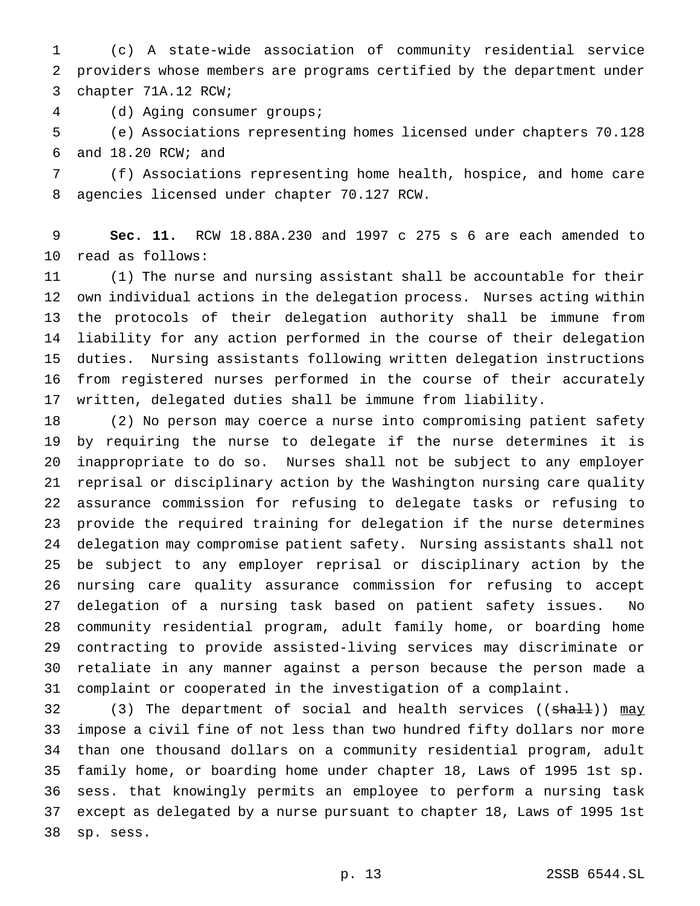(c) A state-wide association of community residential service providers whose members are programs certified by the department under chapter 71A.12 RCW;

(d) Aging consumer groups;

(e) Associations representing homes licensed under chapters 70.128 and 18.20 RCW; and

(f) Associations representing home health, hospice, and home care agencies licensed under chapter 70.127 RCW.

**Sec. 11.** RCW 18.88A.230 and 1997 c 275 s 6 are each amended to read as follows:

(1) The nurse and nursing assistant shall be accountable for their own individual actions in the delegation process. Nurses acting within the protocols of their delegation authority shall be immune from liability for any action performed in the course of their delegation duties. Nursing assistants following written delegation instructions from registered nurses performed in the course of their accurately written, delegated duties shall be immune from liability.

(2) No person may coerce a nurse into compromising patient safety by requiring the nurse to delegate if the nurse determines it is inappropriate to do so. Nurses shall not be subject to any employer reprisal or disciplinary action by the Washington nursing care quality assurance commission for refusing to delegate tasks or refusing to provide the required training for delegation if the nurse determines delegation may compromise patient safety. Nursing assistants shall not be subject to any employer reprisal or disciplinary action by the nursing care quality assurance commission for refusing to accept delegation of a nursing task based on patient safety issues. No community residential program, adult family home, or boarding home contracting to provide assisted-living services may discriminate or retaliate in any manner against a person because the person made a complaint or cooperated in the investigation of a complaint.

(3) The department of social and health services ((~~shall~~)) <u>may</u> impose a civil fine of not less than two hundred fifty dollars nor more than one thousand dollars on a community residential program, adult family home, or boarding home under chapter 18, Laws of 1995 1st sp. sess. that knowingly permits an employee to perform a nursing task except as delegated by a nurse pursuant to chapter 18, Laws of 1995 1st sp. sess.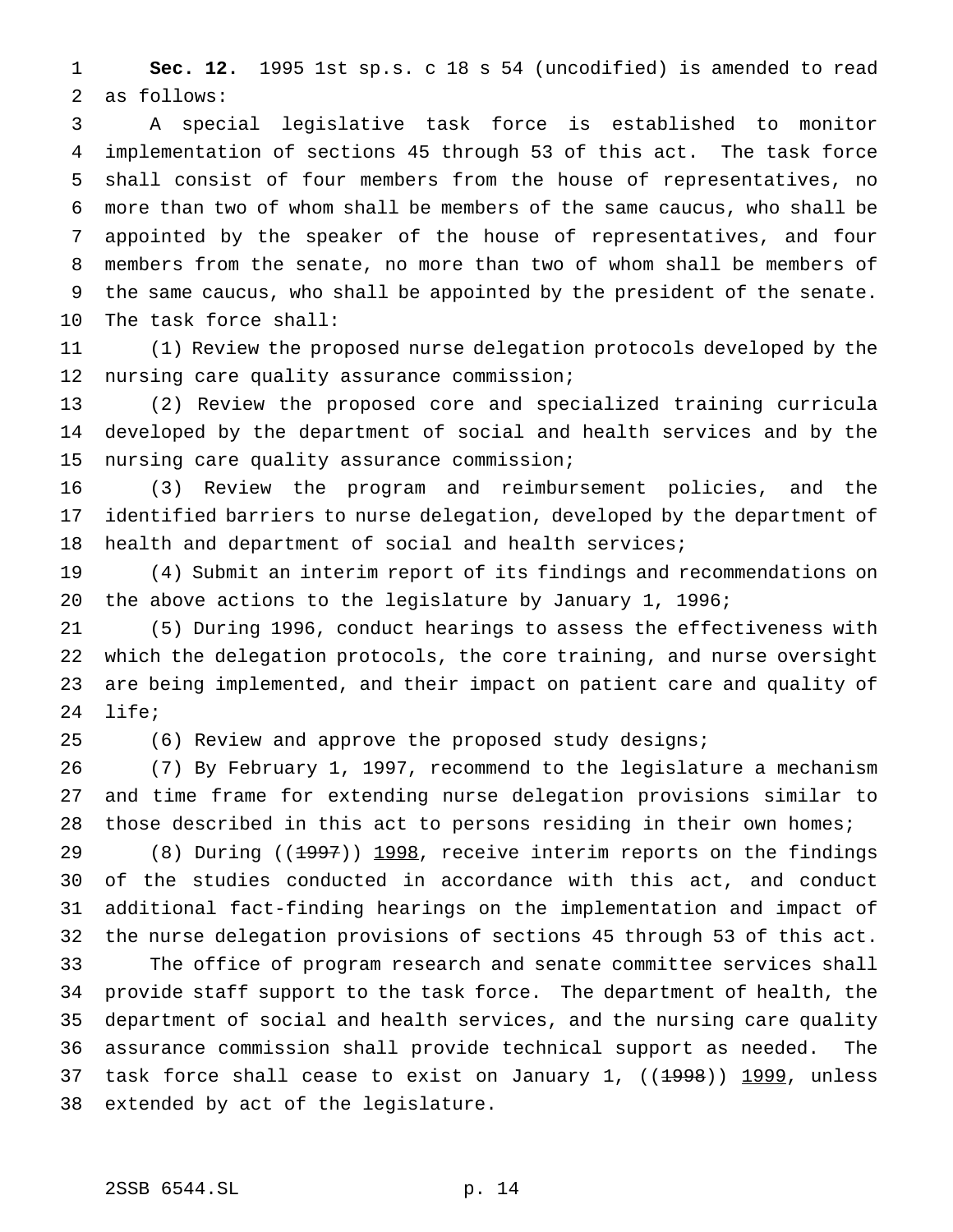**Sec. 12.** 1995 1st sp.s. c 18 s 54 (uncodified) is amended to read as follows:

A special legislative task force is established to monitor implementation of sections 45 through 53 of this act. The task force shall consist of four members from the house of representatives, no more than two of whom shall be members of the same caucus, who shall be appointed by the speaker of the house of representatives, and four members from the senate, no more than two of whom shall be members of the same caucus, who shall be appointed by the president of the senate. The task force shall:

(1) Review the proposed nurse delegation protocols developed by the nursing care quality assurance commission;

(2) Review the proposed core and specialized training curricula developed by the department of social and health services and by the nursing care quality assurance commission;

(3) Review the program and reimbursement policies, and the identified barriers to nurse delegation, developed by the department of health and department of social and health services;

(4) Submit an interim report of its findings and recommendations on the above actions to the legislature by January 1, 1996;

(5) During 1996, conduct hearings to assess the effectiveness with which the delegation protocols, the core training, and nurse oversight are being implemented, and their impact on patient care and quality of life;

(6) Review and approve the proposed study designs;

(7) By February 1, 1997, recommend to the legislature a mechanism and time frame for extending nurse delegation provisions similar to those described in this act to persons residing in their own homes;

(8) During ((~~1997~~)) <u>1998</u>, receive interim reports on the findings of the studies conducted in accordance with this act, and conduct additional fact-finding hearings on the implementation and impact of the nurse delegation provisions of sections 45 through 53 of this act.

The office of program research and senate committee services shall provide staff support to the task force. The department of health, the department of social and health services, and the nursing care quality assurance commission shall provide technical support as needed. The task force shall cease to exist on January 1, ((~~1998~~)) <u>1999</u>, unless extended by act of the legislature.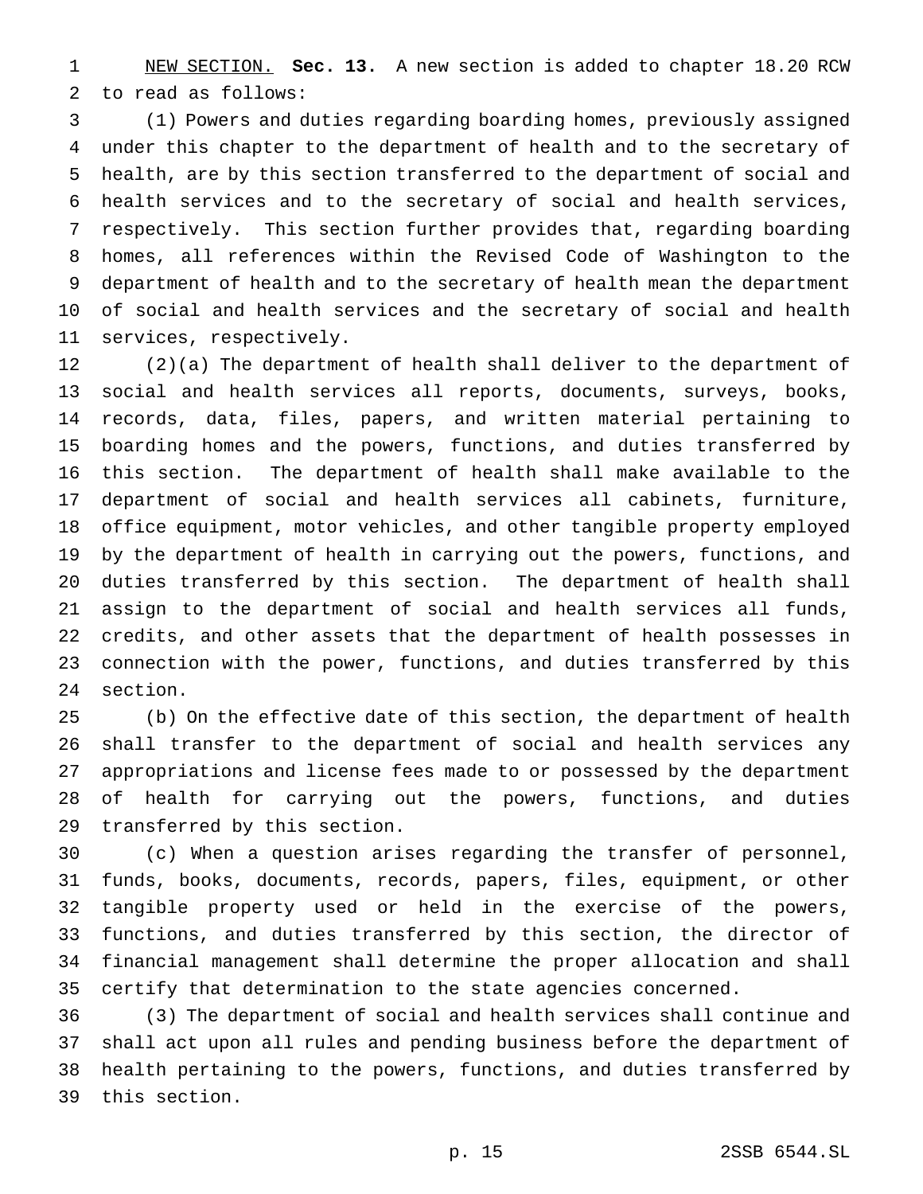NEW SECTION. **Sec. 13.** A new section is added to chapter 18.20 RCW to read as follows:

(1) Powers and duties regarding boarding homes, previously assigned under this chapter to the department of health and to the secretary of health, are by this section transferred to the department of social and health services and to the secretary of social and health services, respectively. This section further provides that, regarding boarding homes, all references within the Revised Code of Washington to the department of health and to the secretary of health mean the department of social and health services and the secretary of social and health services, respectively.

(2)(a) The department of health shall deliver to the department of social and health services all reports, documents, surveys, books, records, data, files, papers, and written material pertaining to boarding homes and the powers, functions, and duties transferred by this section. The department of health shall make available to the department of social and health services all cabinets, furniture, office equipment, motor vehicles, and other tangible property employed by the department of health in carrying out the powers, functions, and duties transferred by this section. The department of health shall assign to the department of social and health services all funds, credits, and other assets that the department of health possesses in connection with the power, functions, and duties transferred by this section.

(b) On the effective date of this section, the department of health shall transfer to the department of social and health services any appropriations and license fees made to or possessed by the department of health for carrying out the powers, functions, and duties transferred by this section.

(c) When a question arises regarding the transfer of personnel, funds, books, documents, records, papers, files, equipment, or other tangible property used or held in the exercise of the powers, functions, and duties transferred by this section, the director of financial management shall determine the proper allocation and shall certify that determination to the state agencies concerned.

(3) The department of social and health services shall continue and shall act upon all rules and pending business before the department of health pertaining to the powers, functions, and duties transferred by this section.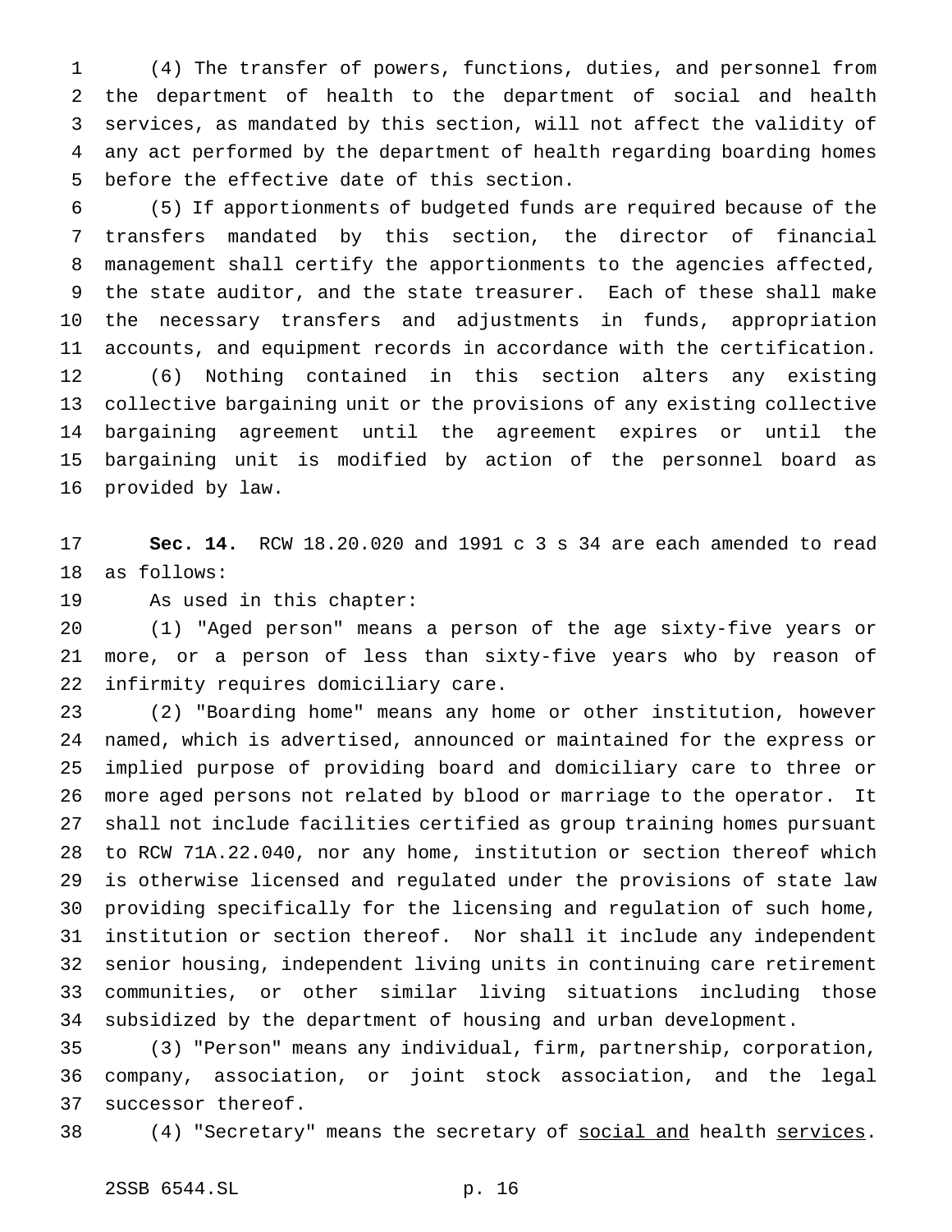(4) The transfer of powers, functions, duties, and personnel from the department of health to the department of social and health services, as mandated by this section, will not affect the validity of any act performed by the department of health regarding boarding homes before the effective date of this section.

(5) If apportionments of budgeted funds are required because of the transfers mandated by this section, the director of financial management shall certify the apportionments to the agencies affected, the state auditor, and the state treasurer. Each of these shall make the necessary transfers and adjustments in funds, appropriation accounts, and equipment records in accordance with the certification.

(6) Nothing contained in this section alters any existing collective bargaining unit or the provisions of any existing collective bargaining agreement until the agreement expires or until the bargaining unit is modified by action of the personnel board as provided by law.

**Sec. 14.** RCW 18.20.020 and 1991 c 3 s 34 are each amended to read as follows:

As used in this chapter:

(1) "Aged person" means a person of the age sixty-five years or more, or a person of less than sixty-five years who by reason of infirmity requires domiciliary care.

(2) "Boarding home" means any home or other institution, however named, which is advertised, announced or maintained for the express or implied purpose of providing board and domiciliary care to three or more aged persons not related by blood or marriage to the operator. It shall not include facilities certified as group training homes pursuant to RCW 71A.22.040, nor any home, institution or section thereof which is otherwise licensed and regulated under the provisions of state law providing specifically for the licensing and regulation of such home, institution or section thereof. Nor shall it include any independent senior housing, independent living units in continuing care retirement communities, or other similar living situations including those subsidized by the department of housing and urban development.

(3) "Person" means any individual, firm, partnership, corporation, company, association, or joint stock association, and the legal successor thereof.

(4) "Secretary" means the secretary of <u>social and</u> health <u>services</u>.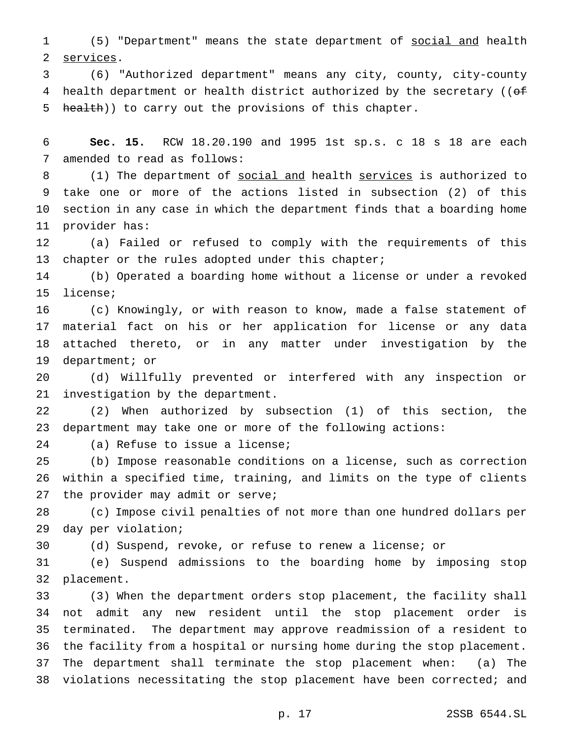(5) "Department" means the state department of <u>social and</u> health <u>services</u>.

(6) "Authorized department" means any city, county, city-county health department or health district authorized by the secretary ((~~of health~~)) to carry out the provisions of this chapter.

**Sec. 15.** RCW 18.20.190 and 1995 1st sp.s. c 18 s 18 are each amended to read as follows:

(1) The department of <u>social and</u> health <u>services</u> is authorized to take one or more of the actions listed in subsection (2) of this section in any case in which the department finds that a boarding home provider has:

(a) Failed or refused to comply with the requirements of this chapter or the rules adopted under this chapter;

(b) Operated a boarding home without a license or under a revoked license;

(c) Knowingly, or with reason to know, made a false statement of material fact on his or her application for license or any data attached thereto, or in any matter under investigation by the department; or

(d) Willfully prevented or interfered with any inspection or investigation by the department.

(2) When authorized by subsection (1) of this section, the department may take one or more of the following actions:

(a) Refuse to issue a license;

(b) Impose reasonable conditions on a license, such as correction within a specified time, training, and limits on the type of clients the provider may admit or serve;

(c) Impose civil penalties of not more than one hundred dollars per day per violation;

(d) Suspend, revoke, or refuse to renew a license; or

(e) Suspend admissions to the boarding home by imposing stop placement.

(3) When the department orders stop placement, the facility shall not admit any new resident until the stop placement order is terminated. The department may approve readmission of a resident to the facility from a hospital or nursing home during the stop placement. The department shall terminate the stop placement when: (a) The violations necessitating the stop placement have been corrected; and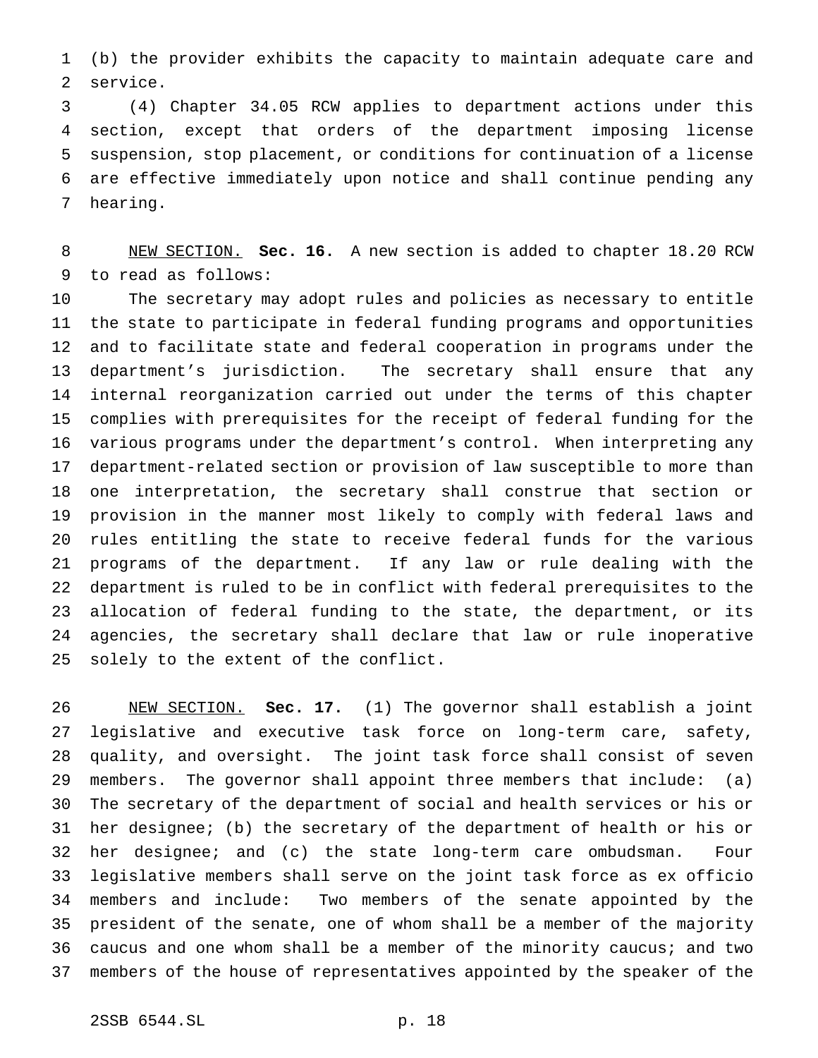(b) the provider exhibits the capacity to maintain adequate care and service.

(4) Chapter 34.05 RCW applies to department actions under this section, except that orders of the department imposing license suspension, stop placement, or conditions for continuation of a license are effective immediately upon notice and shall continue pending any hearing.

NEW SECTION. **Sec. 16.** A new section is added to chapter 18.20 RCW to read as follows:

The secretary may adopt rules and policies as necessary to entitle the state to participate in federal funding programs and opportunities and to facilitate state and federal cooperation in programs under the department's jurisdiction. The secretary shall ensure that any internal reorganization carried out under the terms of this chapter complies with prerequisites for the receipt of federal funding for the various programs under the department's control. When interpreting any department-related section or provision of law susceptible to more than one interpretation, the secretary shall construe that section or provision in the manner most likely to comply with federal laws and rules entitling the state to receive federal funds for the various programs of the department. If any law or rule dealing with the department is ruled to be in conflict with federal prerequisites to the allocation of federal funding to the state, the department, or its agencies, the secretary shall declare that law or rule inoperative solely to the extent of the conflict.

NEW SECTION. **Sec. 17.** (1) The governor shall establish a joint legislative and executive task force on long-term care, safety, quality, and oversight. The joint task force shall consist of seven members. The governor shall appoint three members that include: (a) The secretary of the department of social and health services or his or her designee; (b) the secretary of the department of health or his or her designee; and (c) the state long-term care ombudsman. Four legislative members shall serve on the joint task force as ex officio members and include: Two members of the senate appointed by the president of the senate, one of whom shall be a member of the majority caucus and one whom shall be a member of the minority caucus; and two members of the house of representatives appointed by the speaker of the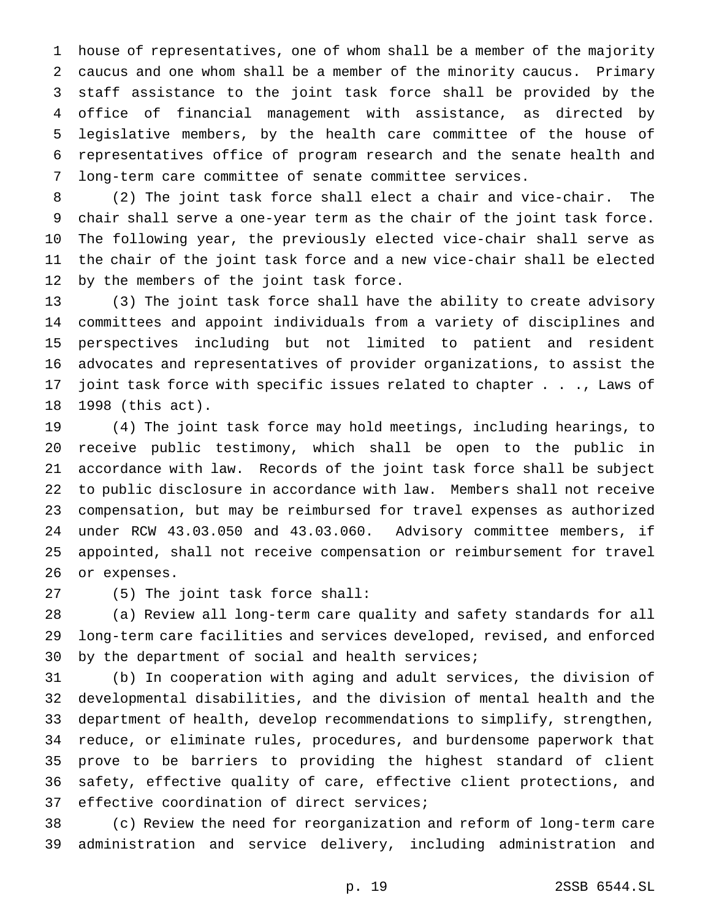house of representatives, one of whom shall be a member of the majority caucus and one whom shall be a member of the minority caucus. Primary staff assistance to the joint task force shall be provided by the office of financial management with assistance, as directed by legislative members, by the health care committee of the house of representatives office of program research and the senate health and long-term care committee of senate committee services.

(2) The joint task force shall elect a chair and vice-chair. The chair shall serve a one-year term as the chair of the joint task force. The following year, the previously elected vice-chair shall serve as the chair of the joint task force and a new vice-chair shall be elected by the members of the joint task force.

(3) The joint task force shall have the ability to create advisory committees and appoint individuals from a variety of disciplines and perspectives including but not limited to patient and resident advocates and representatives of provider organizations, to assist the joint task force with specific issues related to chapter . . ., Laws of 1998 (this act).

(4) The joint task force may hold meetings, including hearings, to receive public testimony, which shall be open to the public in accordance with law. Records of the joint task force shall be subject to public disclosure in accordance with law. Members shall not receive compensation, but may be reimbursed for travel expenses as authorized under RCW 43.03.050 and 43.03.060. Advisory committee members, if appointed, shall not receive compensation or reimbursement for travel or expenses.

(5) The joint task force shall:

(a) Review all long-term care quality and safety standards for all long-term care facilities and services developed, revised, and enforced by the department of social and health services;

(b) In cooperation with aging and adult services, the division of developmental disabilities, and the division of mental health and the department of health, develop recommendations to simplify, strengthen, reduce, or eliminate rules, procedures, and burdensome paperwork that prove to be barriers to providing the highest standard of client safety, effective quality of care, effective client protections, and effective coordination of direct services;

(c) Review the need for reorganization and reform of long-term care administration and service delivery, including administration and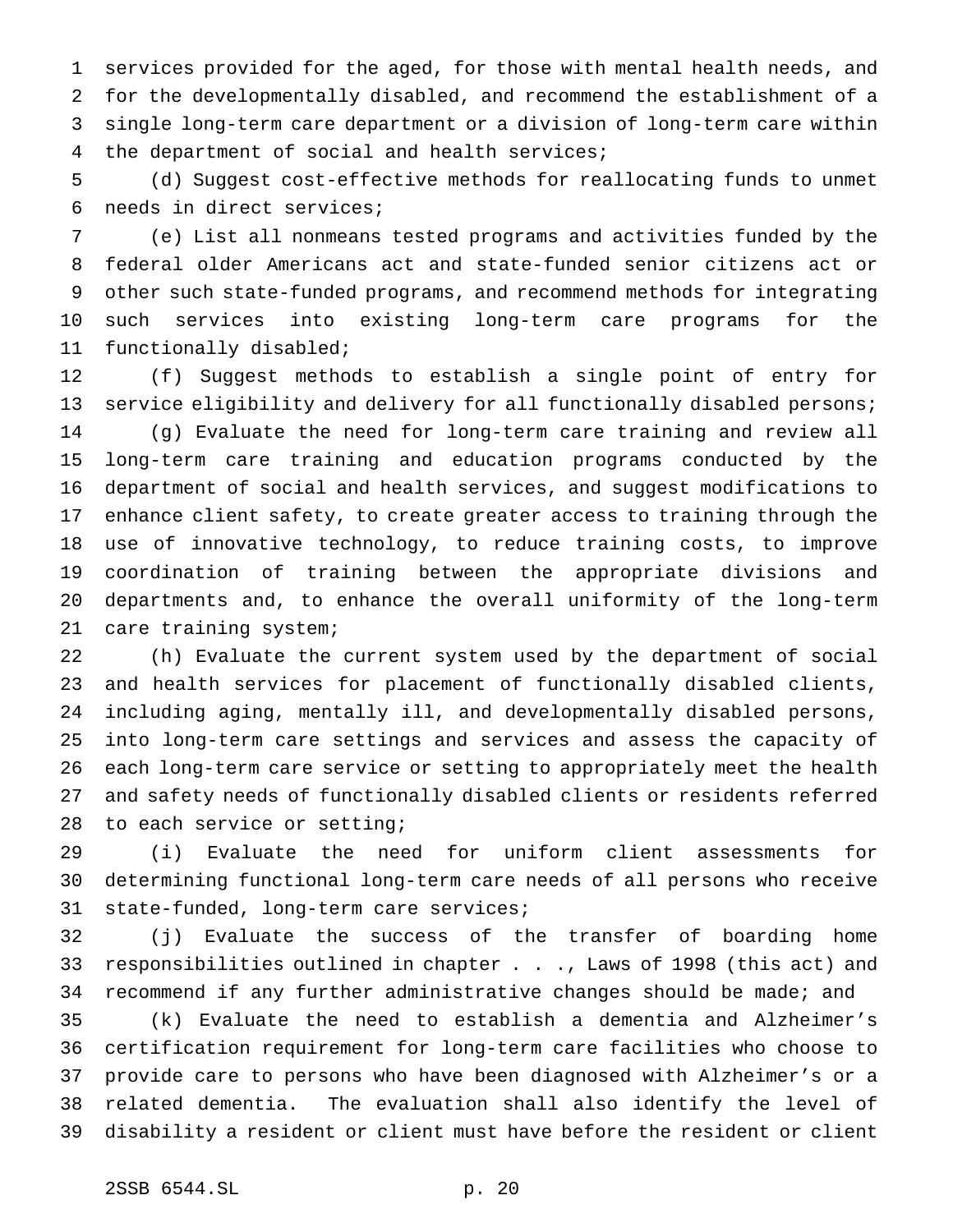services provided for the aged, for those with mental health needs, and for the developmentally disabled, and recommend the establishment of a single long-term care department or a division of long-term care within the department of social and health services;

(d) Suggest cost-effective methods for reallocating funds to unmet needs in direct services;

(e) List all nonmeans tested programs and activities funded by the federal older Americans act and state-funded senior citizens act or other such state-funded programs, and recommend methods for integrating such services into existing long-term care programs for the functionally disabled;

(f) Suggest methods to establish a single point of entry for service eligibility and delivery for all functionally disabled persons;

(g) Evaluate the need for long-term care training and review all long-term care training and education programs conducted by the department of social and health services, and suggest modifications to enhance client safety, to create greater access to training through the use of innovative technology, to reduce training costs, to improve coordination of training between the appropriate divisions and departments and, to enhance the overall uniformity of the long-term care training system;

(h) Evaluate the current system used by the department of social and health services for placement of functionally disabled clients, including aging, mentally ill, and developmentally disabled persons, into long-term care settings and services and assess the capacity of each long-term care service or setting to appropriately meet the health and safety needs of functionally disabled clients or residents referred to each service or setting;

(i) Evaluate the need for uniform client assessments for determining functional long-term care needs of all persons who receive state-funded, long-term care services;

(j) Evaluate the success of the transfer of boarding home responsibilities outlined in chapter . . ., Laws of 1998 (this act) and recommend if any further administrative changes should be made; and

(k) Evaluate the need to establish a dementia and Alzheimer's certification requirement for long-term care facilities who choose to provide care to persons who have been diagnosed with Alzheimer's or a related dementia. The evaluation shall also identify the level of disability a resident or client must have before the resident or client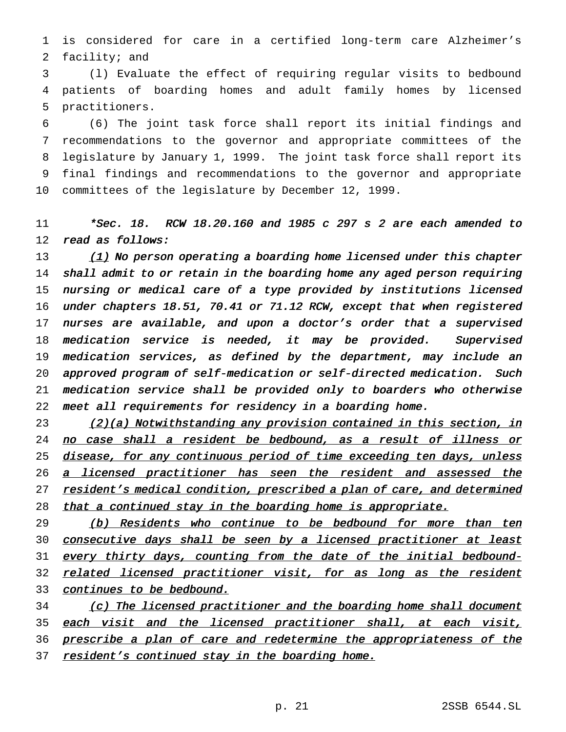is considered for care in a certified long-term care Alzheimer's facility; and

(l) Evaluate the effect of requiring regular visits to bedbound patients of boarding homes and adult family homes by licensed practitioners.

(6) The joint task force shall report its initial findings and recommendations to the governor and appropriate committees of the legislature by January 1, 1999. The joint task force shall report its final findings and recommendations to the governor and appropriate committees of the legislature by December 12, 1999.

*\*Sec. 18. RCW 18.20.160 and 1985 c 297 s 2 are each amended to read as follows:*

*<u>(1)</u> No person operating a boarding home licensed under this chapter shall admit to or retain in the boarding home any aged person requiring nursing or medical care of a type provided by institutions licensed under chapters 18.51, 70.41 or 71.12 RCW, except that when registered nurses are available, and upon a doctor's order that a supervised medication service is needed, it may be provided. Supervised medication services, as defined by the department, may include an approved program of self-medication or self-directed medication. Such medication service shall be provided only to boarders who otherwise meet all requirements for residency in a boarding home.*

*<u>(2)(a) Notwithstanding any provision contained in this section, in no case shall a resident be bedbound, as a result of illness or disease, for any continuous period of time exceeding ten days, unless a licensed practitioner has seen the resident and assessed the resident's medical condition, prescribed a plan of care, and determined that a continued stay in the boarding home is appropriate.</u>*

*<u>(b) Residents who continue to be bedbound for more than ten consecutive days shall be seen by a licensed practitioner at least every thirty days, counting from the date of the initial bedbound-related licensed practitioner visit, for as long as the resident continues to be bedbound.</u>*

*<u>(c) The licensed practitioner and the boarding home shall document each visit and the licensed practitioner shall, at each visit, prescribe a plan of care and redetermine the appropriateness of the resident's continued stay in the boarding home.</u>*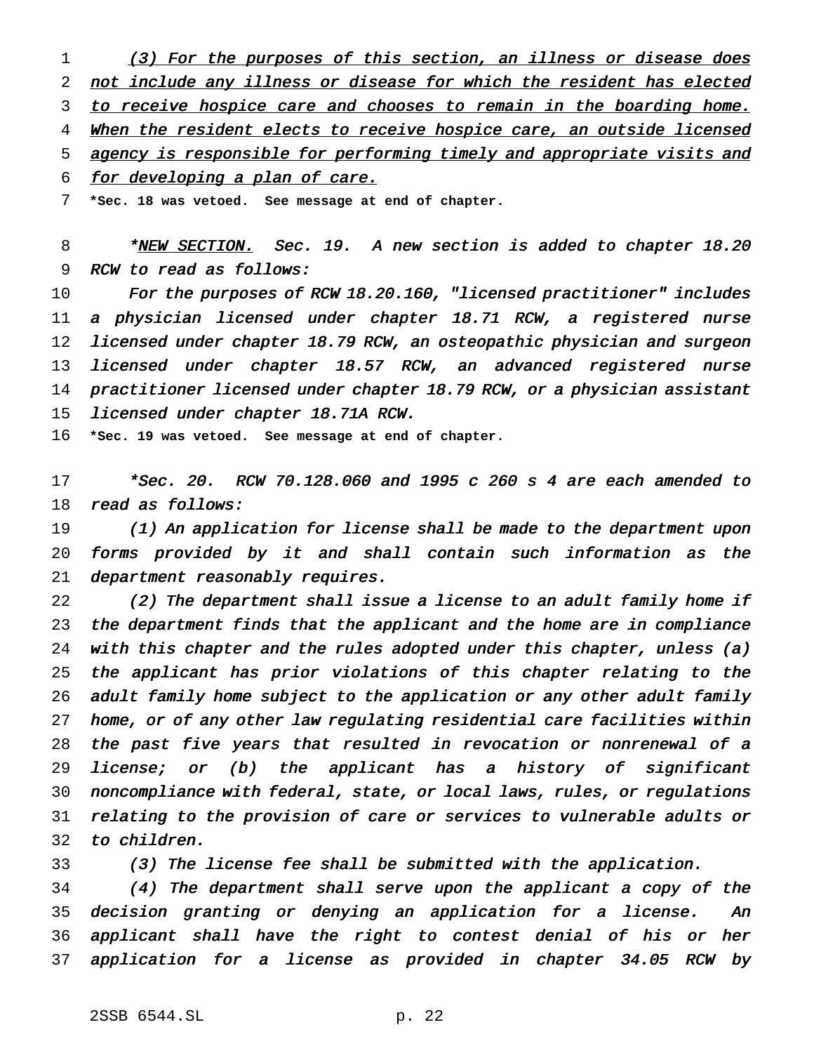<u>(3) For the purposes of this section, an illness or disease does not include any illness or disease for which the resident has elected to receive hospice care and chooses to remain in the boarding home. When the resident elects to receive hospice care, an outside licensed agency is responsible for performing timely and appropriate visits and for developing a plan of care.</u>

**\*Sec. 18 was vetoed. See message at end of chapter.**

*\*<u>NEW SECTION.</u> Sec. 19. A new section is added to chapter 18.20 RCW to read as follows:*

*For the purposes of RCW 18.20.160, "licensed practitioner" includes a physician licensed under chapter 18.71 RCW, a registered nurse licensed under chapter 18.79 RCW, an osteopathic physician and surgeon licensed under chapter 18.57 RCW, an advanced registered nurse practitioner licensed under chapter 18.79 RCW, or a physician assistant licensed under chapter 18.71A RCW.*

**\*Sec. 19 was vetoed. See message at end of chapter.**

*\*Sec. 20. RCW 70.128.060 and 1995 c 260 s 4 are each amended to read as follows:*

*(1) An application for license shall be made to the department upon forms provided by it and shall contain such information as the department reasonably requires.*

*(2) The department shall issue a license to an adult family home if the department finds that the applicant and the home are in compliance with this chapter and the rules adopted under this chapter, unless (a) the applicant has prior violations of this chapter relating to the adult family home subject to the application or any other adult family home, or of any other law regulating residential care facilities within the past five years that resulted in revocation or nonrenewal of a license; or (b) the applicant has a history of significant noncompliance with federal, state, or local laws, rules, or regulations relating to the provision of care or services to vulnerable adults or to children.*

*(3) The license fee shall be submitted with the application.*

*(4) The department shall serve upon the applicant a copy of the decision granting or denying an application for a license. An applicant shall have the right to contest denial of his or her application for a license as provided in chapter 34.05 RCW by*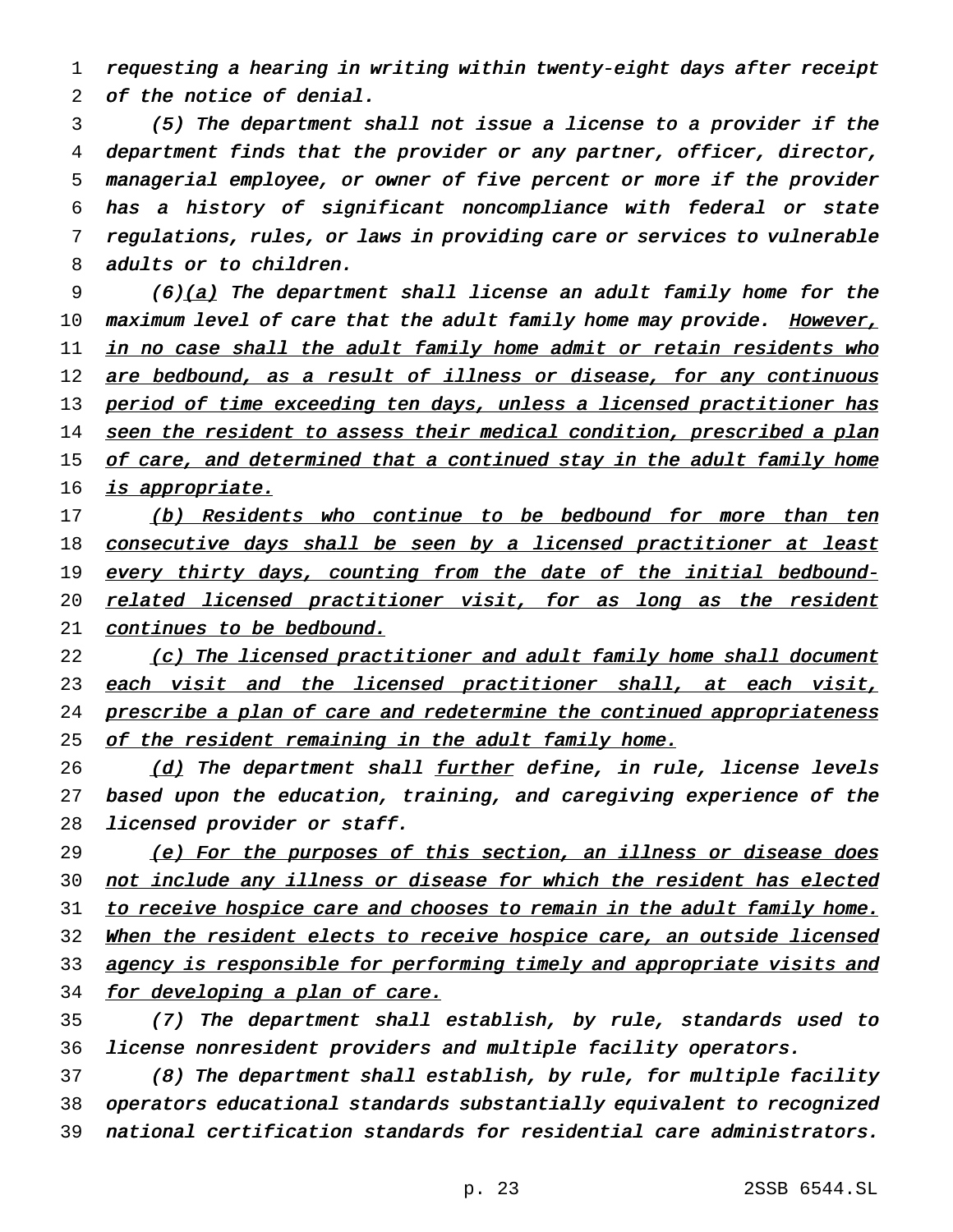requesting a hearing in writing within twenty-eight days after receipt of the notice of denial.

(5) The department shall not issue a license to a provider if the department finds that the provider or any partner, officer, director, managerial employee, or owner of five percent or more if the provider has a history of significant noncompliance with federal or state regulations, rules, or laws in providing care or services to vulnerable adults or to children.

(6)(a) The department shall license an adult family home for the maximum level of care that the adult family home may provide. However, in no case shall the adult family home admit or retain residents who are bedbound, as a result of illness or disease, for any continuous period of time exceeding ten days, unless a licensed practitioner has seen the resident to assess their medical condition, prescribed a plan of care, and determined that a continued stay in the adult family home is appropriate.

(b) Residents who continue to be bedbound for more than ten consecutive days shall be seen by a licensed practitioner at least every thirty days, counting from the date of the initial bedbound-related licensed practitioner visit, for as long as the resident continues to be bedbound.

(c) The licensed practitioner and adult family home shall document each visit and the licensed practitioner shall, at each visit, prescribe a plan of care and redetermine the continued appropriateness of the resident remaining in the adult family home.

(d) The department shall further define, in rule, license levels based upon the education, training, and caregiving experience of the licensed provider or staff.

(e) For the purposes of this section, an illness or disease does not include any illness or disease for which the resident has elected to receive hospice care and chooses to remain in the adult family home. When the resident elects to receive hospice care, an outside licensed agency is responsible for performing timely and appropriate visits and for developing a plan of care.

(7) The department shall establish, by rule, standards used to license nonresident providers and multiple facility operators.

(8) The department shall establish, by rule, for multiple facility operators educational standards substantially equivalent to recognized national certification standards for residential care administrators.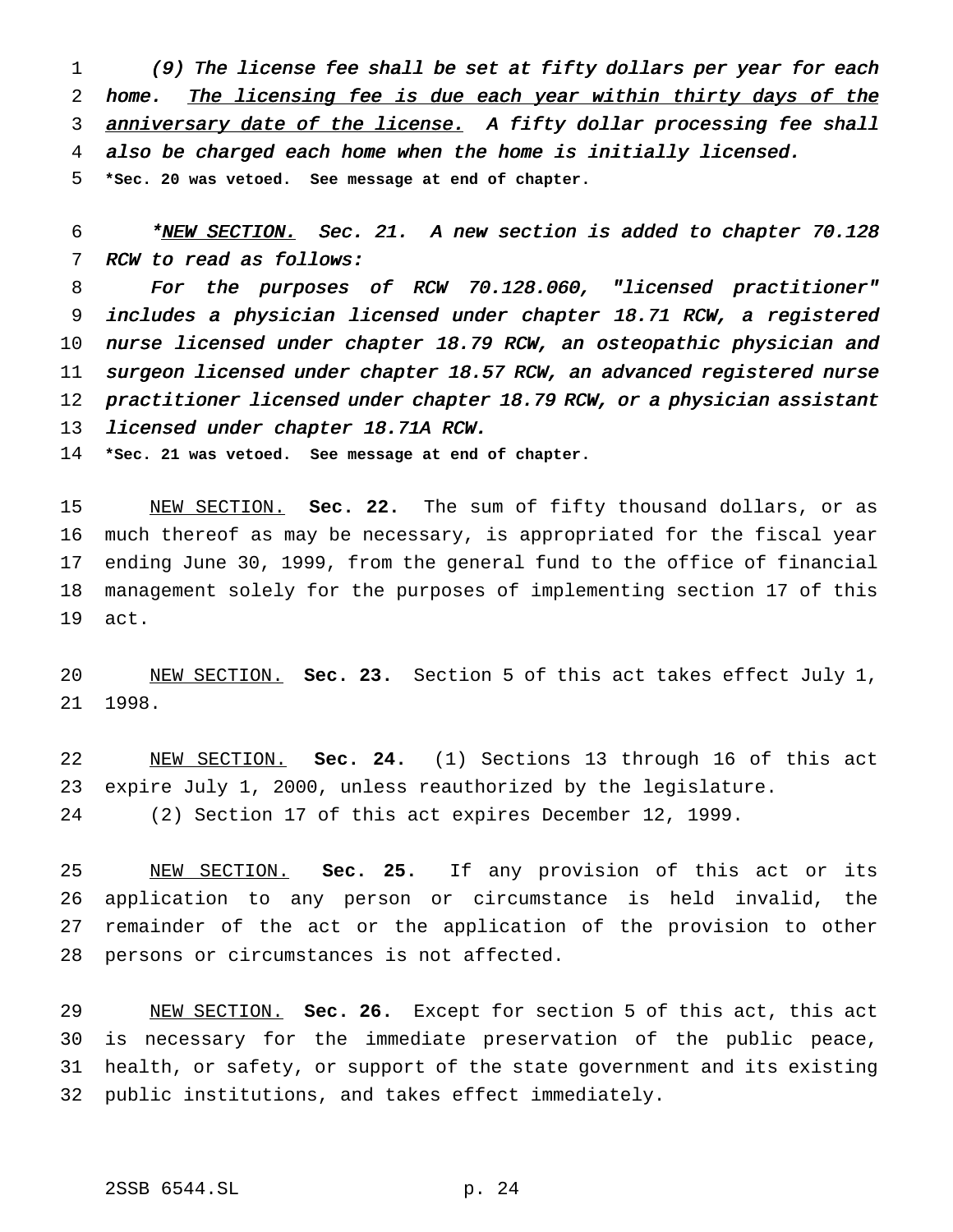*(9) The license fee shall be set at fifty dollars per year for each home. <u>The licensing fee is due each year within thirty days of the anniversary date of the license.</u> A fifty dollar processing fee shall also be charged each home when the home is initially licensed.*

**\*Sec. 20 was vetoed. See message at end of chapter.**

*\*<u>NEW SECTION.</u> Sec. 21. A new section is added to chapter 70.128 RCW to read as follows:*

*For the purposes of RCW 70.128.060, "licensed practitioner" includes a physician licensed under chapter 18.71 RCW, a registered nurse licensed under chapter 18.79 RCW, an osteopathic physician and surgeon licensed under chapter 18.57 RCW, an advanced registered nurse practitioner licensed under chapter 18.79 RCW, or a physician assistant licensed under chapter 18.71A RCW.*

**\*Sec. 21 was vetoed. See message at end of chapter.**

<u>NEW SECTION.</u> **Sec. 22.** The sum of fifty thousand dollars, or as much thereof as may be necessary, is appropriated for the fiscal year ending June 30, 1999, from the general fund to the office of financial management solely for the purposes of implementing section 17 of this act.

<u>NEW SECTION.</u> **Sec. 23.** Section 5 of this act takes effect July 1, 1998.

<u>NEW SECTION.</u> **Sec. 24.** (1) Sections 13 through 16 of this act expire July 1, 2000, unless reauthorized by the legislature.

(2) Section 17 of this act expires December 12, 1999.

<u>NEW SECTION.</u> **Sec. 25.** If any provision of this act or its application to any person or circumstance is held invalid, the remainder of the act or the application of the provision to other persons or circumstances is not affected.

<u>NEW SECTION.</u> **Sec. 26.** Except for section 5 of this act, this act is necessary for the immediate preservation of the public peace, health, or safety, or support of the state government and its existing public institutions, and takes effect immediately.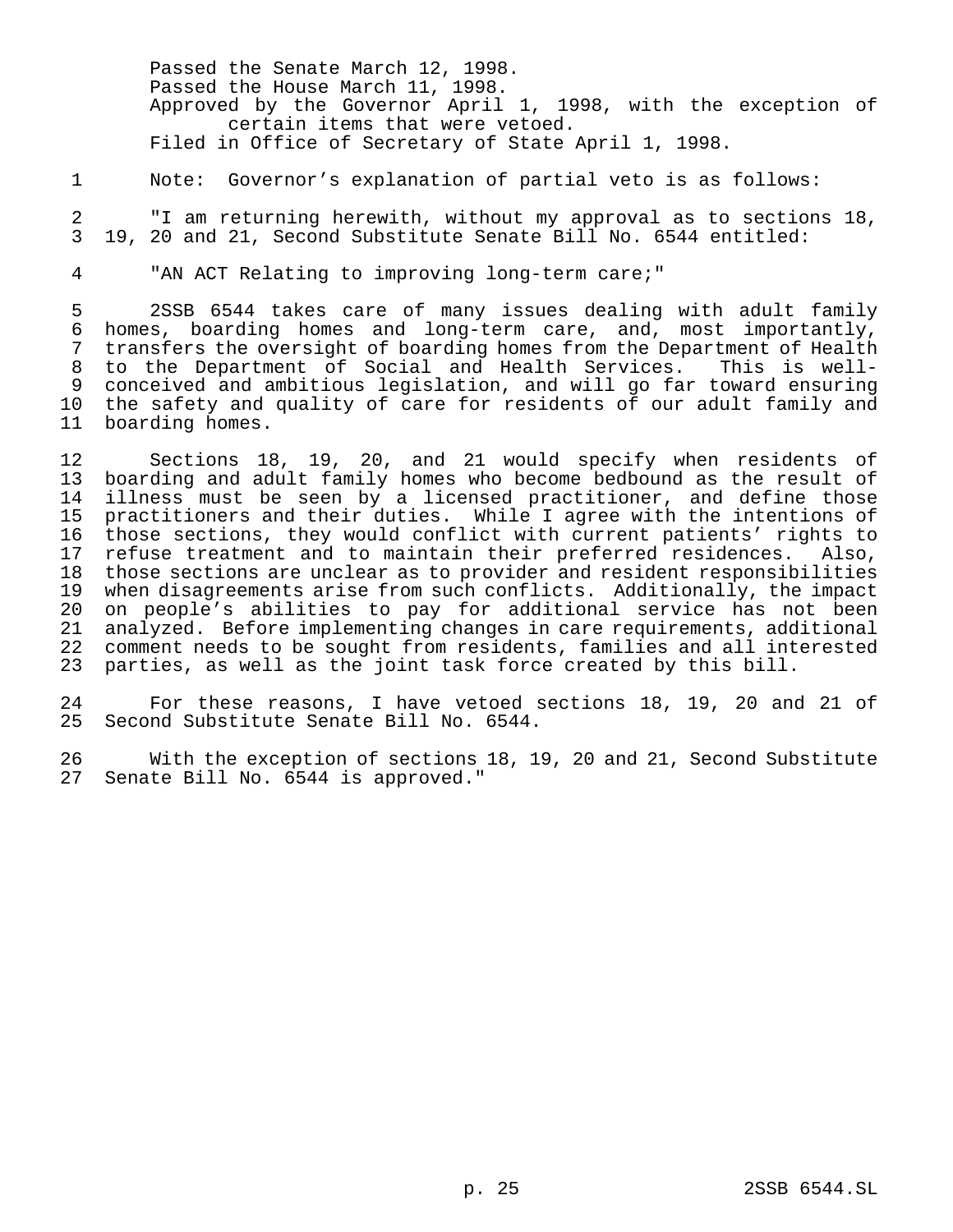Passed the Senate March 12, 1998.
Passed the House March 11, 1998.
Approved by the Governor April 1, 1998, with the exception of certain items that were vetoed.
Filed in Office of Secretary of State April 1, 1998.

Note: Governor's explanation of partial veto is as follows:

"I am returning herewith, without my approval as to sections 18, 19, 20 and 21, Second Substitute Senate Bill No. 6544 entitled:

"AN ACT Relating to improving long-term care;"

2SSB 6544 takes care of many issues dealing with adult family homes, boarding homes and long-term care, and, most importantly, transfers the oversight of boarding homes from the Department of Health to the Department of Social and Health Services. This is well-conceived and ambitious legislation, and will go far toward ensuring the safety and quality of care for residents of our adult family and boarding homes.

Sections 18, 19, 20, and 21 would specify when residents of boarding and adult family homes who become bedbound as the result of illness must be seen by a licensed practitioner, and define those practitioners and their duties. While I agree with the intentions of those sections, they would conflict with current patients' rights to refuse treatment and to maintain their preferred residences. Also, those sections are unclear as to provider and resident responsibilities when disagreements arise from such conflicts. Additionally, the impact on people's abilities to pay for additional service has not been analyzed. Before implementing changes in care requirements, additional comment needs to be sought from residents, families and all interested parties, as well as the joint task force created by this bill.

For these reasons, I have vetoed sections 18, 19, 20 and 21 of Second Substitute Senate Bill No. 6544.

With the exception of sections 18, 19, 20 and 21, Second Substitute Senate Bill No. 6544 is approved."